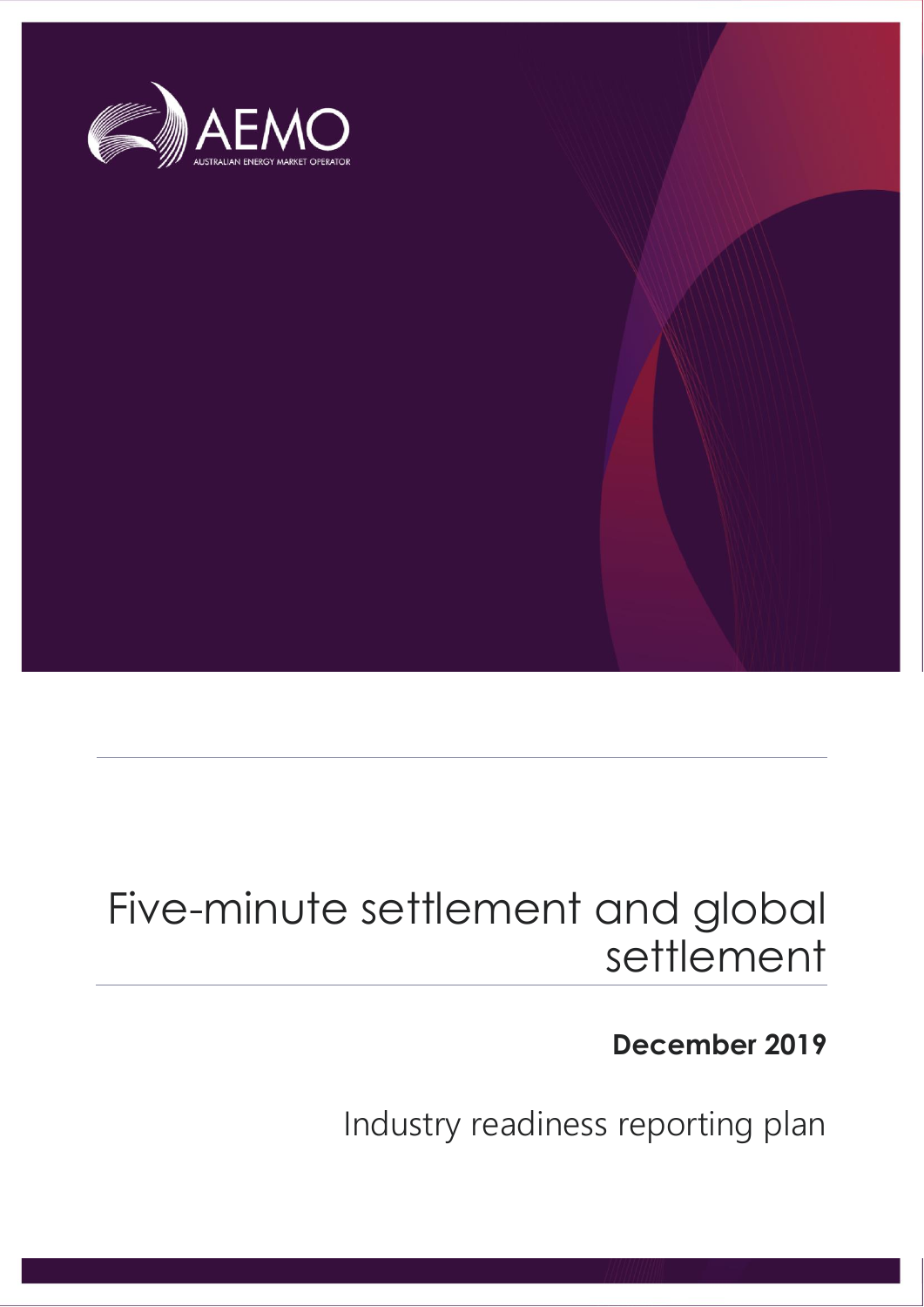AEMO

AUSTRALIAN ENERGY MARKET OPERATOR

# Five-minute settlement and global settlement

**December 2019**

Industry readiness reporting plan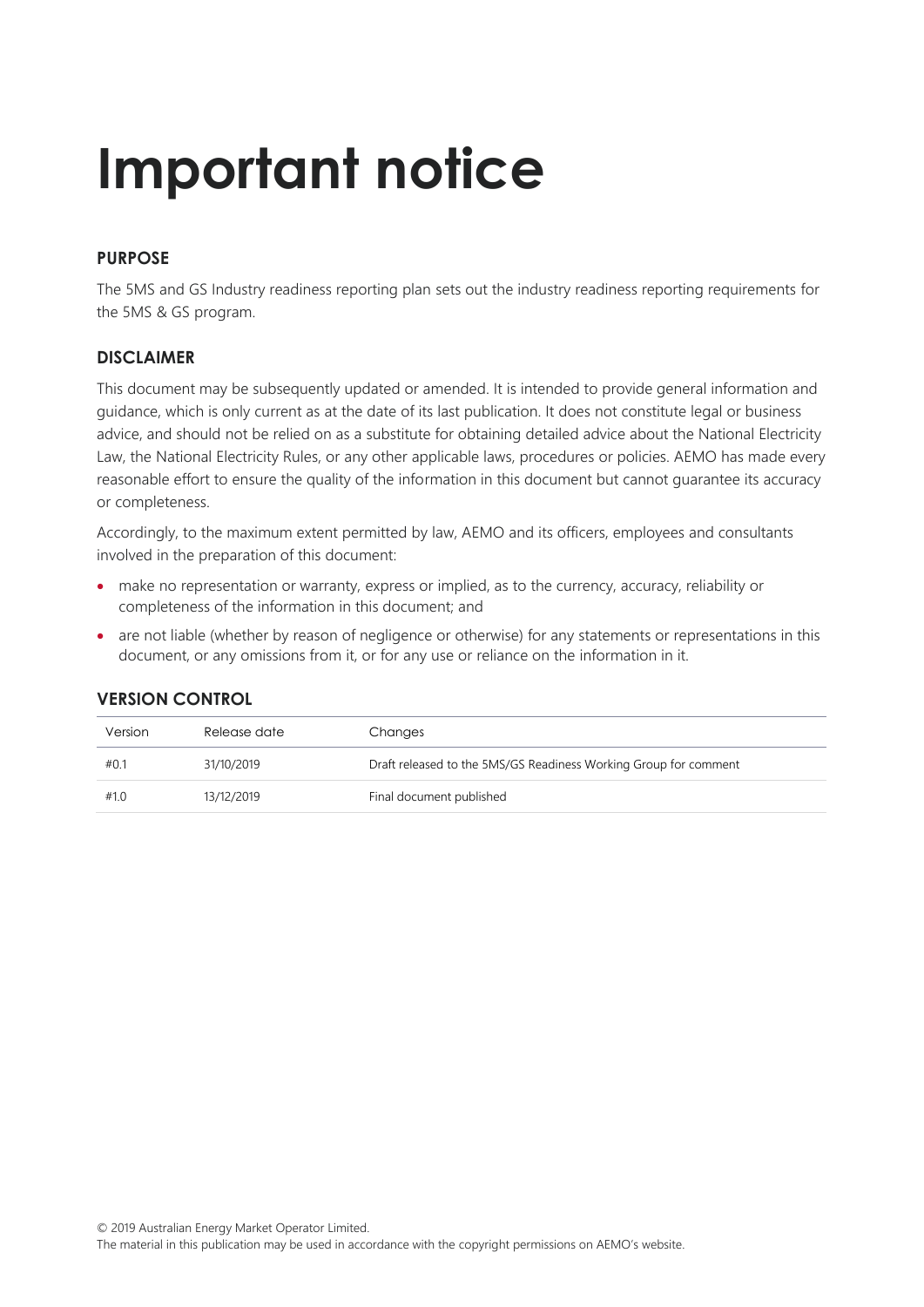# Important notice

### PURPOSE

The 5MS and GS Industry readiness reporting plan sets out the industry readiness reporting requirements for the 5MS & GS program.

### DISCLAIMER

This document may be subsequently updated or amended. It is intended to provide general information and guidance, which is only current as at the date of its last publication. It does not constitute legal or business advice, and should not be relied on as a substitute for obtaining detailed advice about the National Electricity Law, the National Electricity Rules, or any other applicable laws, procedures or policies. AEMO has made every reasonable effort to ensure the quality of the information in this document but cannot guarantee its accuracy or completeness.

Accordingly, to the maximum extent permitted by law, AEMO and its officers, employees and consultants involved in the preparation of this document:

- make no representation or warranty, express or implied, as to the currency, accuracy, reliability or completeness of the information in this document; and
- are not liable (whether by reason of negligence or otherwise) for any statements or representations in this document, or any omissions from it, or for any use or reliance on the information in it.

### VERSION CONTROL

| Version | Release date | Changes |
|---|---|---|
| #0.1 | 31/10/2019 | Draft released to the 5MS/GS Readiness Working Group for comment |
| #1.0 | 13/12/2019 | Final document published |

© 2019 Australian Energy Market Operator Limited.
The material in this publication may be used in accordance with the copyright permissions on AEMO's website.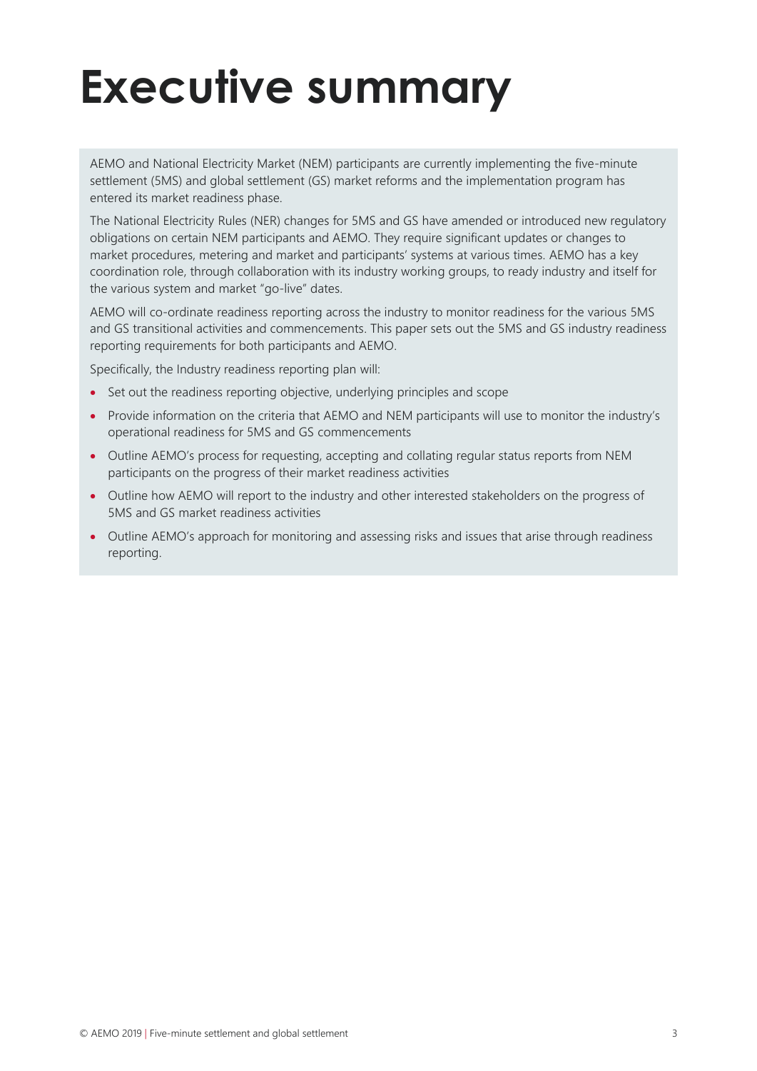# Executive summary

AEMO and National Electricity Market (NEM) participants are currently implementing the five-minute settlement (5MS) and global settlement (GS) market reforms and the implementation program has entered its market readiness phase.

The National Electricity Rules (NER) changes for 5MS and GS have amended or introduced new regulatory obligations on certain NEM participants and AEMO. They require significant updates or changes to market procedures, metering and market and participants' systems at various times. AEMO has a key coordination role, through collaboration with its industry working groups, to ready industry and itself for the various system and market "go-live" dates.

AEMO will co-ordinate readiness reporting across the industry to monitor readiness for the various 5MS and GS transitional activities and commencements. This paper sets out the 5MS and GS industry readiness reporting requirements for both participants and AEMO.

Specifically, the Industry readiness reporting plan will:

- Set out the readiness reporting objective, underlying principles and scope
- Provide information on the criteria that AEMO and NEM participants will use to monitor the industry's operational readiness for 5MS and GS commencements
- Outline AEMO's process for requesting, accepting and collating regular status reports from NEM participants on the progress of their market readiness activities
- Outline how AEMO will report to the industry and other interested stakeholders on the progress of 5MS and GS market readiness activities
- Outline AEMO's approach for monitoring and assessing risks and issues that arise through readiness reporting.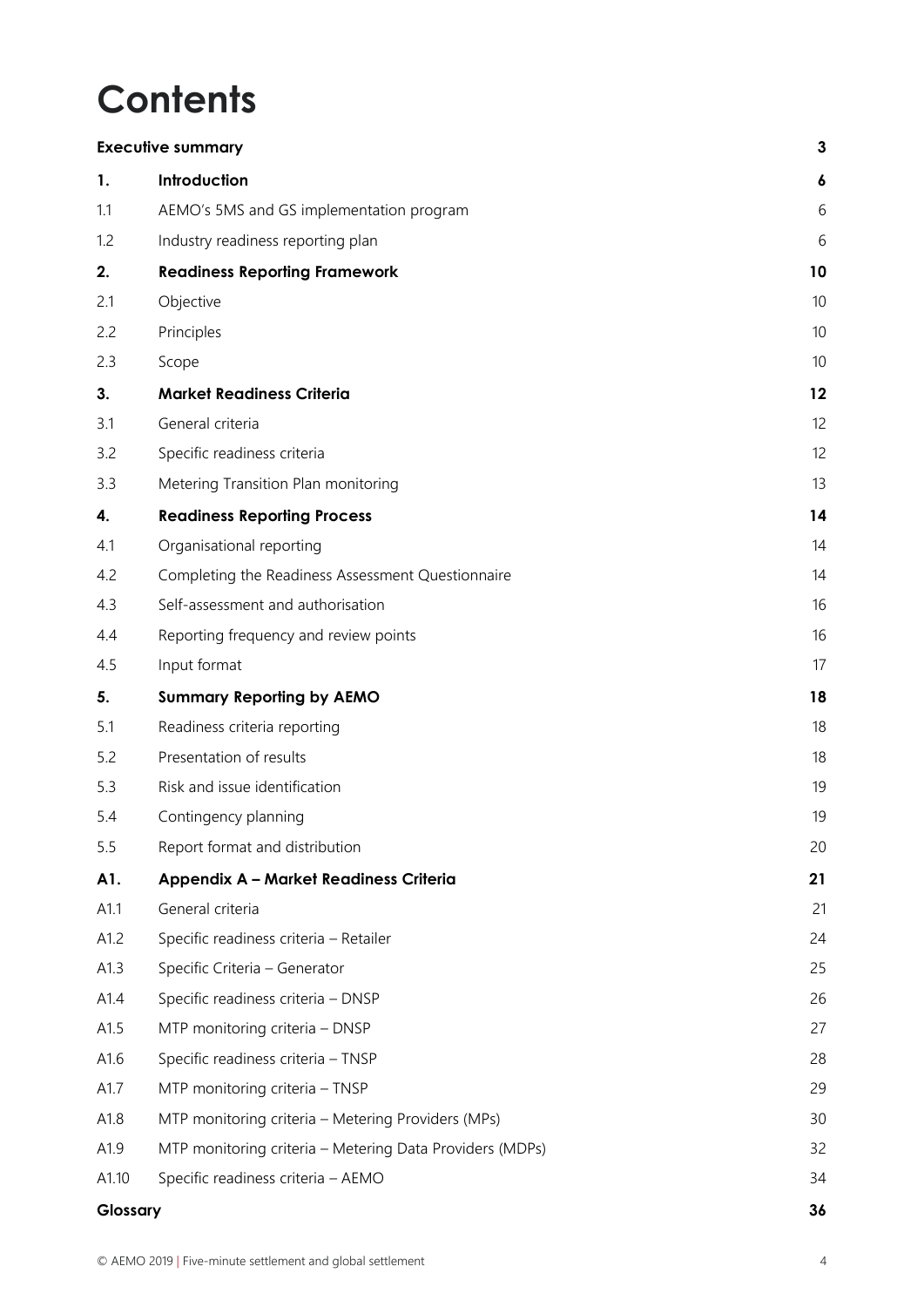# Contents

| | | |
|---|---|---|
| **Executive summary** | | **3** |
| **1.** | **Introduction** | **6** |
| 1.1 | AEMO's 5MS and GS implementation program | 6 |
| 1.2 | Industry readiness reporting plan | 6 |
| **2.** | **Readiness Reporting Framework** | **10** |
| 2.1 | Objective | 10 |
| 2.2 | Principles | 10 |
| 2.3 | Scope | 10 |
| **3.** | **Market Readiness Criteria** | **12** |
| 3.1 | General criteria | 12 |
| 3.2 | Specific readiness criteria | 12 |
| 3.3 | Metering Transition Plan monitoring | 13 |
| **4.** | **Readiness Reporting Process** | **14** |
| 4.1 | Organisational reporting | 14 |
| 4.2 | Completing the Readiness Assessment Questionnaire | 14 |
| 4.3 | Self-assessment and authorisation | 16 |
| 4.4 | Reporting frequency and review points | 16 |
| 4.5 | Input format | 17 |
| **5.** | **Summary Reporting by AEMO** | **18** |
| 5.1 | Readiness criteria reporting | 18 |
| 5.2 | Presentation of results | 18 |
| 5.3 | Risk and issue identification | 19 |
| 5.4 | Contingency planning | 19 |
| 5.5 | Report format and distribution | 20 |
| **A1.** | **Appendix A – Market Readiness Criteria** | **21** |
| A1.1 | General criteria | 21 |
| A1.2 | Specific readiness criteria – Retailer | 24 |
| A1.3 | Specific Criteria – Generator | 25 |
| A1.4 | Specific readiness criteria – DNSP | 26 |
| A1.5 | MTP monitoring criteria – DNSP | 27 |
| A1.6 | Specific readiness criteria – TNSP | 28 |
| A1.7 | MTP monitoring criteria – TNSP | 29 |
| A1.8 | MTP monitoring criteria – Metering Providers (MPs) | 30 |
| A1.9 | MTP monitoring criteria – Metering Data Providers (MDPs) | 32 |
| A1.10 | Specific readiness criteria – AEMO | 34 |
| **Glossary** | | **36** |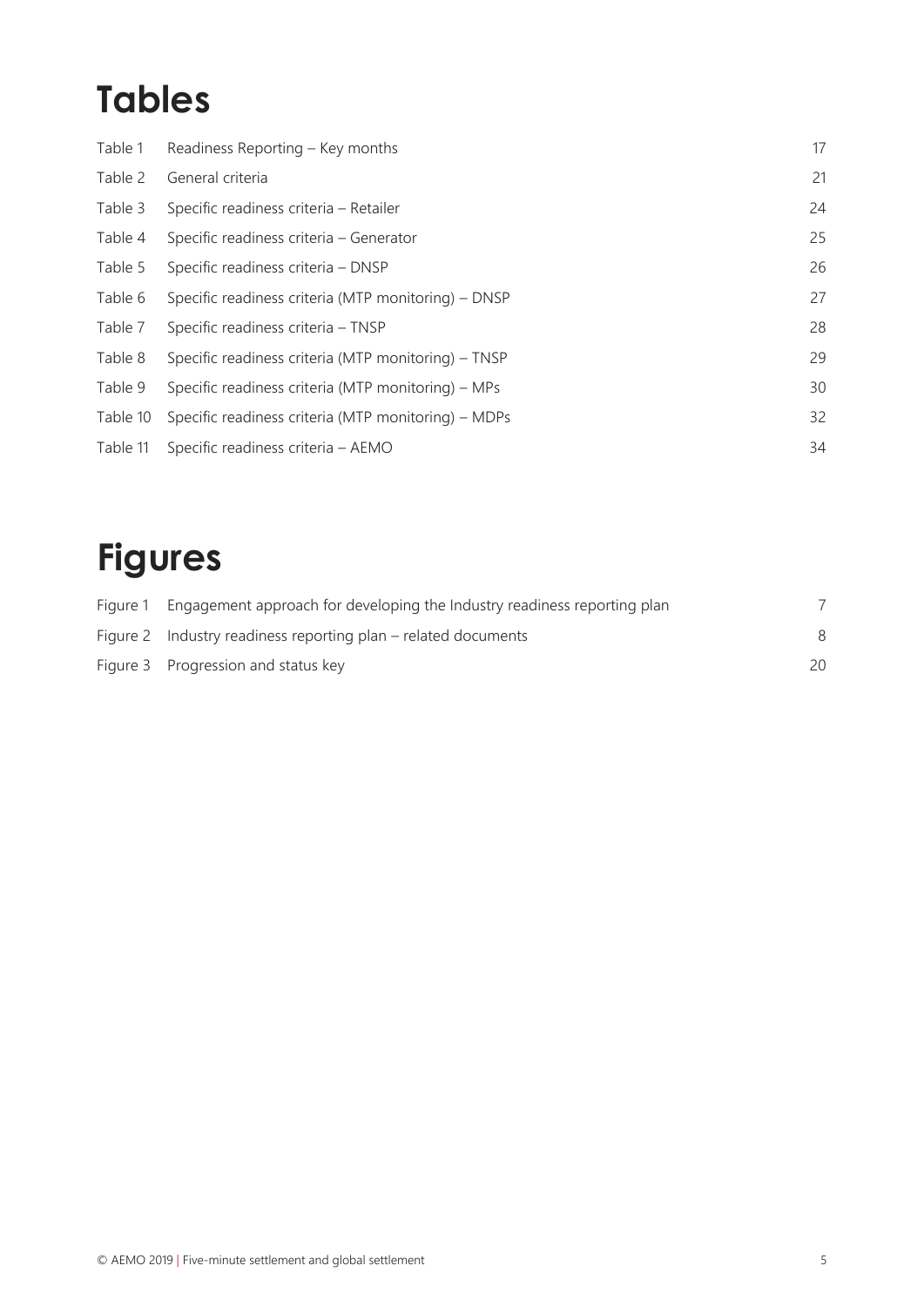# Tables

| | | |
|---|---|---|
| Table 1 | Readiness Reporting – Key months | 17 |
| Table 2 | General criteria | 21 |
| Table 3 | Specific readiness criteria – Retailer | 24 |
| Table 4 | Specific readiness criteria – Generator | 25 |
| Table 5 | Specific readiness criteria – DNSP | 26 |
| Table 6 | Specific readiness criteria (MTP monitoring) – DNSP | 27 |
| Table 7 | Specific readiness criteria – TNSP | 28 |
| Table 8 | Specific readiness criteria (MTP monitoring) – TNSP | 29 |
| Table 9 | Specific readiness criteria (MTP monitoring) – MPs | 30 |
| Table 10 | Specific readiness criteria (MTP monitoring) – MDPs | 32 |
| Table 11 | Specific readiness criteria – AEMO | 34 |

# Figures

| | | |
|---|---|---|
| Figure 1 | Engagement approach for developing the Industry readiness reporting plan | 7 |
| Figure 2 | Industry readiness reporting plan – related documents | 8 |
| Figure 3 | Progression and status key | 20 |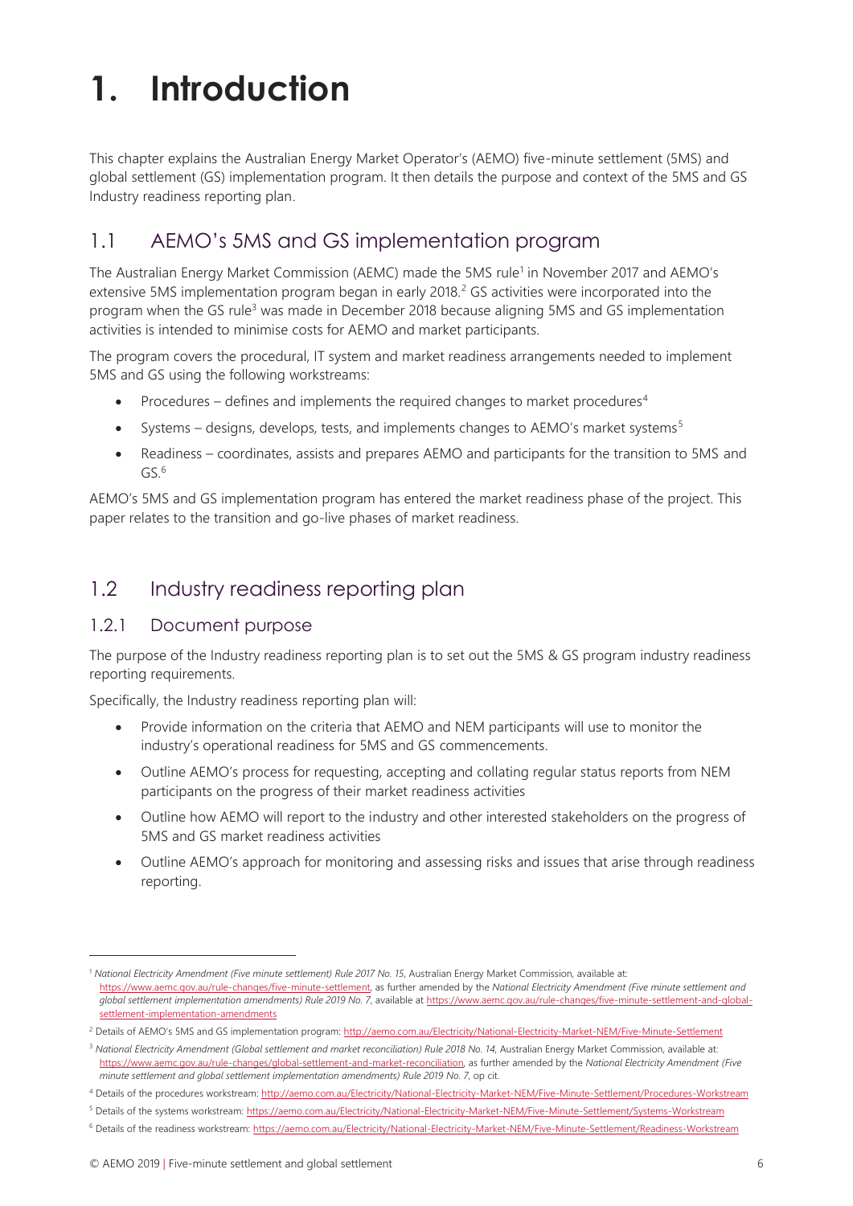# 1. Introduction

This chapter explains the Australian Energy Market Operator's (AEMO) five-minute settlement (5MS) and global settlement (GS) implementation program. It then details the purpose and context of the 5MS and GS Industry readiness reporting plan.

## 1.1 AEMO's 5MS and GS implementation program

The Australian Energy Market Commission (AEMC) made the 5MS rule[1] in November 2017 and AEMO's extensive 5MS implementation program began in early 2018.[2] GS activities were incorporated into the program when the GS rule[3] was made in December 2018 because aligning 5MS and GS implementation activities is intended to minimise costs for AEMO and market participants.

The program covers the procedural, IT system and market readiness arrangements needed to implement 5MS and GS using the following workstreams:

- Procedures – defines and implements the required changes to market procedures[4]
- Systems – designs, develops, tests, and implements changes to AEMO's market systems[5]
- Readiness – coordinates, assists and prepares AEMO and participants for the transition to 5MS and GS.[6]

AEMO's 5MS and GS implementation program has entered the market readiness phase of the project. This paper relates to the transition and go-live phases of market readiness.

## 1.2 Industry readiness reporting plan

### 1.2.1 Document purpose

The purpose of the Industry readiness reporting plan is to set out the 5MS & GS program industry readiness reporting requirements.

Specifically, the Industry readiness reporting plan will:

- Provide information on the criteria that AEMO and NEM participants will use to monitor the industry's operational readiness for 5MS and GS commencements.
- Outline AEMO's process for requesting, accepting and collating regular status reports from NEM participants on the progress of their market readiness activities
- Outline how AEMO will report to the industry and other interested stakeholders on the progress of 5MS and GS market readiness activities
- Outline AEMO's approach for monitoring and assessing risks and issues that arise through readiness reporting.

---

[1] *National Electricity Amendment (Five minute settlement) Rule 2017 No. 15*, Australian Energy Market Commission, available at: https://www.aemc.gov.au/rule-changes/five-minute-settlement, as further amended by the *National Electricity Amendment (Five minute settlement and global settlement implementation amendments) Rule 2019 No. 7*, available at https://www.aemc.gov.au/rule-changes/five-minute-settlement-and-global-settlement-implementation-amendments

[2] Details of AEMO's 5MS and GS implementation program: http://aemo.com.au/Electricity/National-Electricity-Market-NEM/Five-Minute-Settlement

[3] *National Electricity Amendment (Global settlement and market reconciliation) Rule 2018 No. 14*, Australian Energy Market Commission, available at: https://www.aemc.gov.au/rule-changes/global-settlement-and-market-reconciliation, as further amended by the *National Electricity Amendment (Five minute settlement and global settlement implementation amendments) Rule 2019 No. 7*, op cit.

[4] Details of the procedures workstream: http://aemo.com.au/Electricity/National-Electricity-Market-NEM/Five-Minute-Settlement/Procedures-Workstream

[5] Details of the systems workstream: https://aemo.com.au/Electricity/National-Electricity-Market-NEM/Five-Minute-Settlement/Systems-Workstream

[6] Details of the readiness workstream: https://aemo.com.au/Electricity/National-Electricity-Market-NEM/Five-Minute-Settlement/Readiness-Workstream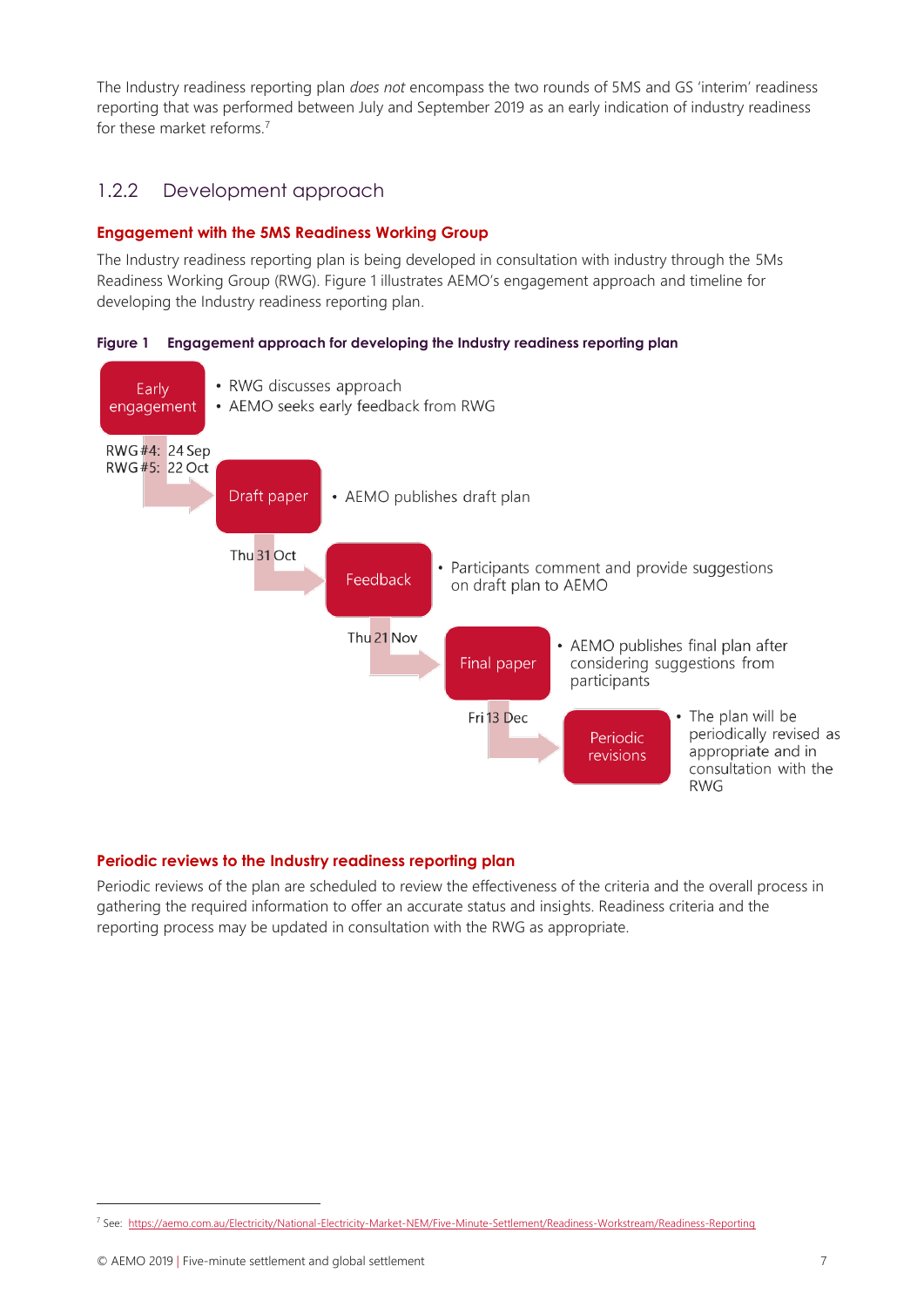The Industry readiness reporting plan *does not* encompass the two rounds of 5MS and GS 'interim' readiness reporting that was performed between July and September 2019 as an early indication of industry readiness for these market reforms.[7]

### 1.2.2 Development approach

**Engagement with the 5MS Readiness Working Group**

The Industry readiness reporting plan is being developed in consultation with industry through the 5Ms Readiness Working Group (RWG). Figure 1 illustrates AEMO's engagement approach and timeline for developing the Industry readiness reporting plan.

**Figure 1 Engagement approach for developing the Industry readiness reporting plan**

Early engagement
- RWG discusses approach
- AEMO seeks early feedback from RWG

RWG #4: 24 Sep
RWG #5: 22 Oct

Draft paper
- AEMO publishes draft plan

Thu 31 Oct

Feedback
- Participants comment and provide suggestions on draft plan to AEMO

Thu 21 Nov

Final paper
- AEMO publishes final plan after considering suggestions from participants

Fri 13 Dec

Periodic revisions
- The plan will be periodically revised as appropriate and in consultation with the RWG

**Periodic reviews to the Industry readiness reporting plan**

Periodic reviews of the plan are scheduled to review the effectiveness of the criteria and the overall process in gathering the required information to offer an accurate status and insights. Readiness criteria and the reporting process may be updated in consultation with the RWG as appropriate.

[7] See: https://aemo.com.au/Electricity/National-Electricity-Market-NEM/Five-Minute-Settlement/Readiness-Workstream/Readiness-Reporting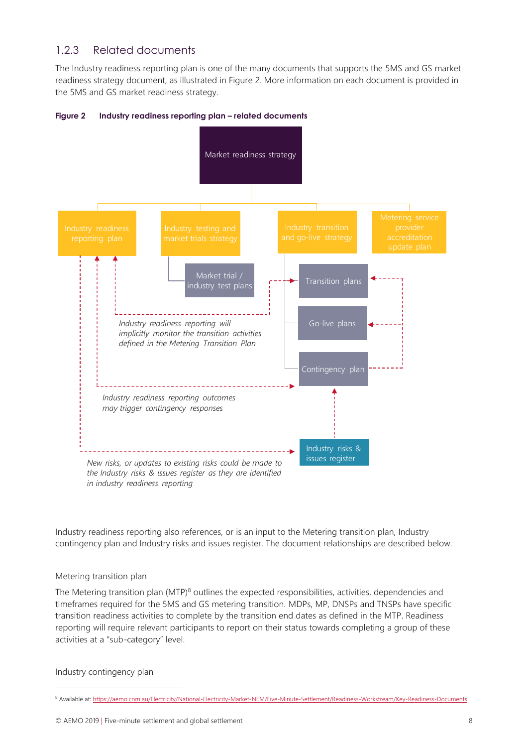### 1.2.3 Related documents

The Industry readiness reporting plan is one of the many documents that supports the 5MS and GS market readiness strategy document, as illustrated in Figure 2. More information on each document is provided in the 5MS and GS market readiness strategy.

**Figure 2 Industry readiness reporting plan – related documents**

Market readiness strategy

Industry readiness reporting plan

Industry testing and market trials strategy

Industry transition and go-live strategy

Metering service provider accreditation update plan

Market trial / industry test plans

Transition plans

Go-live plans

Contingency plan

Industry risks & issues register

*Industry readiness reporting will implicitly monitor the transition activities defined in the Metering Transition Plan*

*Industry readiness reporting outcomes may trigger contingency responses*

*New risks, or updates to existing risks could be made to the Industry risks & issues register as they are identified in industry readiness reporting*

Industry readiness reporting also references, or is an input to the Metering transition plan, Industry contingency plan and Industry risks and issues register. The document relationships are described below.

#### Metering transition plan

The Metering transition plan (MTP)[8] outlines the expected responsibilities, activities, dependencies and timeframes required for the 5MS and GS metering transition. MDPs, MP, DNSPs and TNSPs have specific transition readiness activities to complete by the transition end dates as defined in the MTP. Readiness reporting will require relevant participants to report on their status towards completing a group of these activities at a "sub-category" level.

#### Industry contingency plan

[8] Available at: https://aemo.com.au/Electricity/National-Electricity-Market-NEM/Five-Minute-Settlement/Readiness-Workstream/Key-Readiness-Documents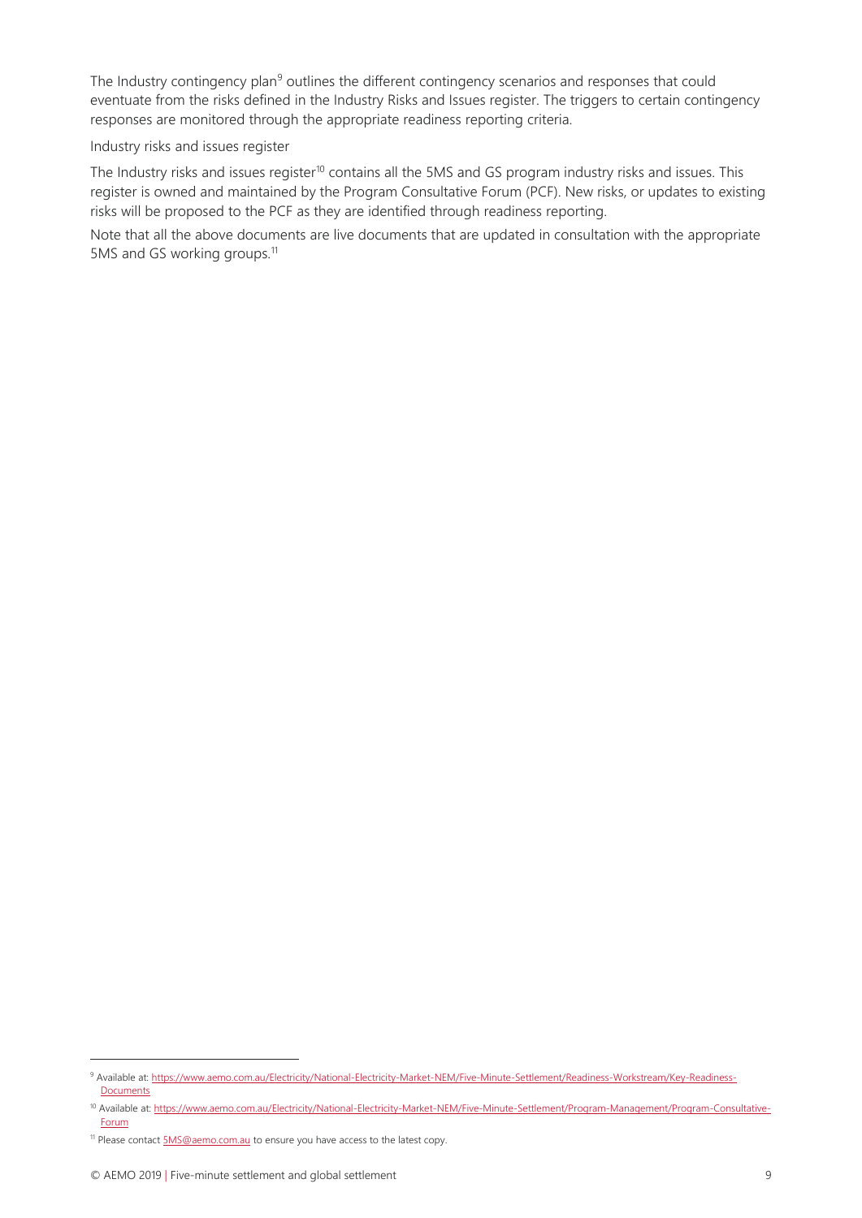The Industry contingency plan[9] outlines the different contingency scenarios and responses that could eventuate from the risks defined in the Industry Risks and Issues register. The triggers to certain contingency responses are monitored through the appropriate readiness reporting criteria.

### Industry risks and issues register

The Industry risks and issues register[10] contains all the 5MS and GS program industry risks and issues. This register is owned and maintained by the Program Consultative Forum (PCF). New risks, or updates to existing risks will be proposed to the PCF as they are identified through readiness reporting.

Note that all the above documents are live documents that are updated in consultation with the appropriate 5MS and GS working groups.[11]

---

[9] Available at: https://www.aemo.com.au/Electricity/National-Electricity-Market-NEM/Five-Minute-Settlement/Readiness-Workstream/Key-Readiness-Documents

[10] Available at: https://www.aemo.com.au/Electricity/National-Electricity-Market-NEM/Five-Minute-Settlement/Program-Management/Program-Consultative-Forum

[11] Please contact 5MS@aemo.com.au to ensure you have access to the latest copy.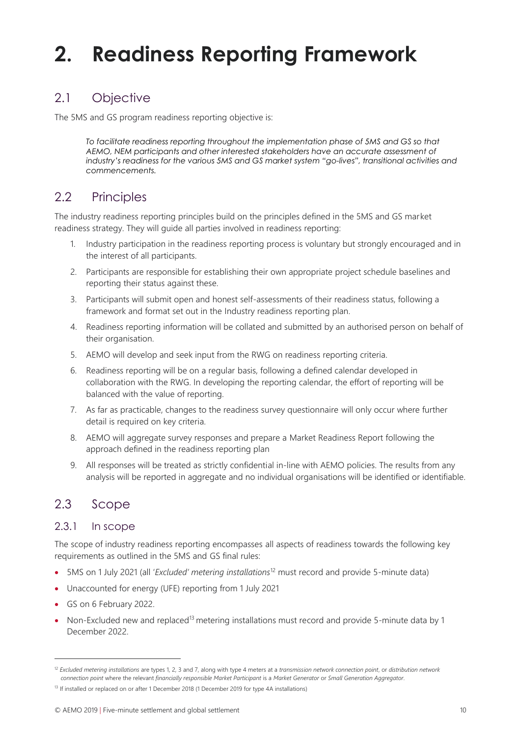# 2. Readiness Reporting Framework

## 2.1 Objective

The 5MS and GS program readiness reporting objective is:

> *To facilitate readiness reporting throughout the implementation phase of 5MS and GS so that AEMO, NEM participants and other interested stakeholders have an accurate assessment of industry's readiness for the various 5MS and GS market system "go-lives", transitional activities and commencements.*

## 2.2 Principles

The industry readiness reporting principles build on the principles defined in the 5MS and GS market readiness strategy. They will guide all parties involved in readiness reporting:

1. Industry participation in the readiness reporting process is voluntary but strongly encouraged and in the interest of all participants.
2. Participants are responsible for establishing their own appropriate project schedule baselines and reporting their status against these.
3. Participants will submit open and honest self-assessments of their readiness status, following a framework and format set out in the Industry readiness reporting plan.
4. Readiness reporting information will be collated and submitted by an authorised person on behalf of their organisation.
5. AEMO will develop and seek input from the RWG on readiness reporting criteria.
6. Readiness reporting will be on a regular basis, following a defined calendar developed in collaboration with the RWG. In developing the reporting calendar, the effort of reporting will be balanced with the value of reporting.
7. As far as practicable, changes to the readiness survey questionnaire will only occur where further detail is required on key criteria.
8. AEMO will aggregate survey responses and prepare a Market Readiness Report following the approach defined in the readiness reporting plan
9. All responses will be treated as strictly confidential in-line with AEMO policies. The results from any analysis will be reported in aggregate and no individual organisations will be identified or identifiable.

## 2.3 Scope

### 2.3.1 In scope

The scope of industry readiness reporting encompasses all aspects of readiness towards the following key requirements as outlined in the 5MS and GS final rules:

- 5MS on 1 July 2021 (all '*Excluded' metering installations*[12] must record and provide 5-minute data)
- Unaccounted for energy (UFE) reporting from 1 July 2021
- GS on 6 February 2022.
- Non-Excluded new and replaced[13] metering installations must record and provide 5-minute data by 1 December 2022.

---

[12] *Excluded metering installations* are types 1, 2, 3 and 7, along with type 4 meters at a *transmission network connection point*, or *distribution network connection point* where the relevant *financially responsible Market Participant* is a *Market Generator* or *Small Generation Aggregator*.

[13] If installed or replaced on or after 1 December 2018 (1 December 2019 for type 4A installations)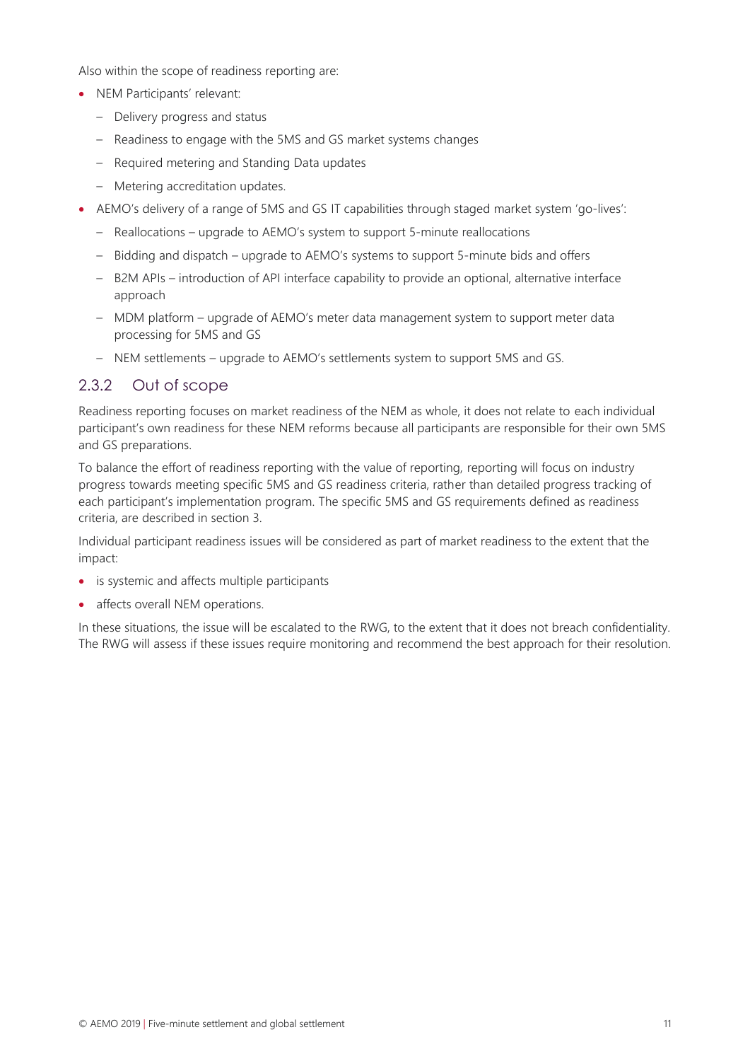Also within the scope of readiness reporting are:

- NEM Participants' relevant:
  - Delivery progress and status
  - Readiness to engage with the 5MS and GS market systems changes
  - Required metering and Standing Data updates
  - Metering accreditation updates.
- AEMO's delivery of a range of 5MS and GS IT capabilities through staged market system 'go-lives':
  - Reallocations – upgrade to AEMO's system to support 5-minute reallocations
  - Bidding and dispatch – upgrade to AEMO's systems to support 5-minute bids and offers
  - B2M APIs – introduction of API interface capability to provide an optional, alternative interface approach
  - MDM platform – upgrade of AEMO's meter data management system to support meter data processing for 5MS and GS
  - NEM settlements – upgrade to AEMO's settlements system to support 5MS and GS.

### 2.3.2 Out of scope

Readiness reporting focuses on market readiness of the NEM as whole, it does not relate to each individual participant's own readiness for these NEM reforms because all participants are responsible for their own 5MS and GS preparations.

To balance the effort of readiness reporting with the value of reporting, reporting will focus on industry progress towards meeting specific 5MS and GS readiness criteria, rather than detailed progress tracking of each participant's implementation program. The specific 5MS and GS requirements defined as readiness criteria, are described in section 3.

Individual participant readiness issues will be considered as part of market readiness to the extent that the impact:

- is systemic and affects multiple participants
- affects overall NEM operations.

In these situations, the issue will be escalated to the RWG, to the extent that it does not breach confidentiality. The RWG will assess if these issues require monitoring and recommend the best approach for their resolution.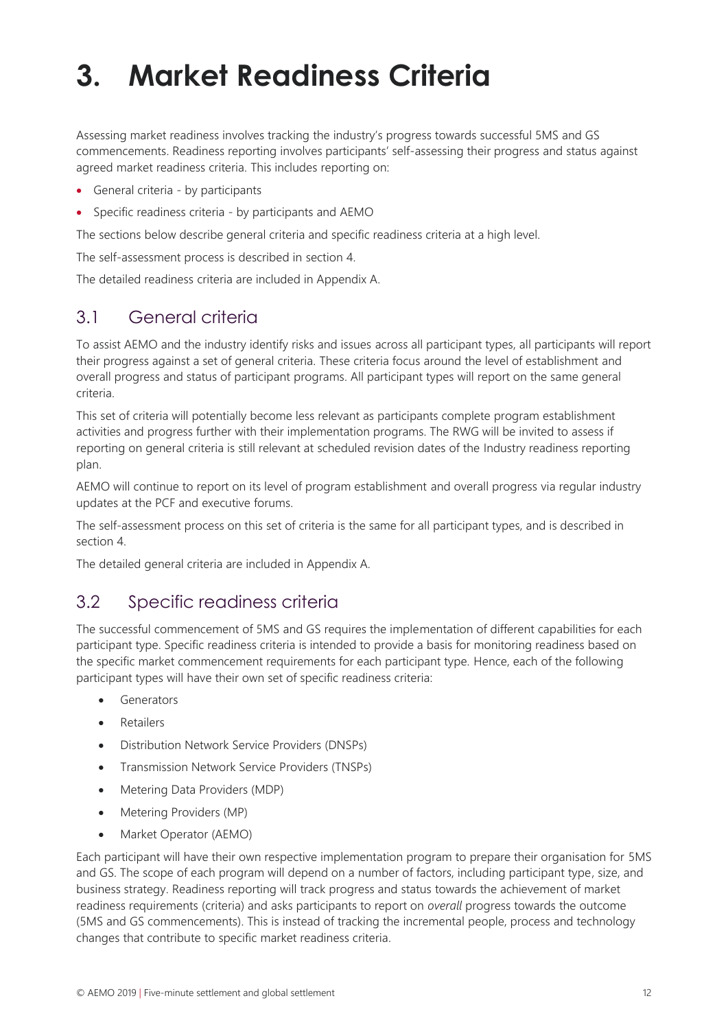# 3. Market Readiness Criteria

Assessing market readiness involves tracking the industry's progress towards successful 5MS and GS commencements. Readiness reporting involves participants' self-assessing their progress and status against agreed market readiness criteria. This includes reporting on:

- General criteria - by participants
- Specific readiness criteria - by participants and AEMO

The sections below describe general criteria and specific readiness criteria at a high level.

The self-assessment process is described in section 4.

The detailed readiness criteria are included in Appendix A.

## 3.1 General criteria

To assist AEMO and the industry identify risks and issues across all participant types, all participants will report their progress against a set of general criteria. These criteria focus around the level of establishment and overall progress and status of participant programs. All participant types will report on the same general criteria.

This set of criteria will potentially become less relevant as participants complete program establishment activities and progress further with their implementation programs. The RWG will be invited to assess if reporting on general criteria is still relevant at scheduled revision dates of the Industry readiness reporting plan.

AEMO will continue to report on its level of program establishment and overall progress via regular industry updates at the PCF and executive forums.

The self-assessment process on this set of criteria is the same for all participant types, and is described in section 4.

The detailed general criteria are included in Appendix A.

## 3.2 Specific readiness criteria

The successful commencement of 5MS and GS requires the implementation of different capabilities for each participant type. Specific readiness criteria is intended to provide a basis for monitoring readiness based on the specific market commencement requirements for each participant type. Hence, each of the following participant types will have their own set of specific readiness criteria:

- Generators
- Retailers
- Distribution Network Service Providers (DNSPs)
- Transmission Network Service Providers (TNSPs)
- Metering Data Providers (MDP)
- Metering Providers (MP)
- Market Operator (AEMO)

Each participant will have their own respective implementation program to prepare their organisation for 5MS and GS. The scope of each program will depend on a number of factors, including participant type, size, and business strategy. Readiness reporting will track progress and status towards the achievement of market readiness requirements (criteria) and asks participants to report on *overall* progress towards the outcome (5MS and GS commencements). This is instead of tracking the incremental people, process and technology changes that contribute to specific market readiness criteria.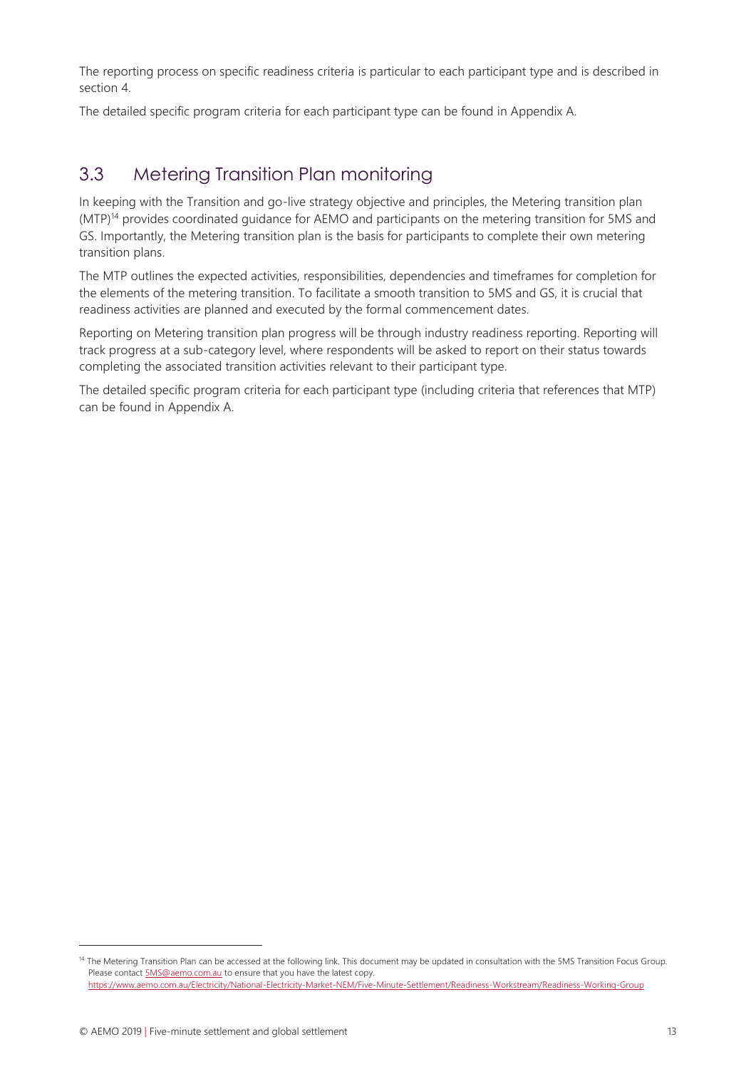The reporting process on specific readiness criteria is particular to each participant type and is described in section 4.

The detailed specific program criteria for each participant type can be found in Appendix A.

## 3.3 Metering Transition Plan monitoring

In keeping with the Transition and go-live strategy objective and principles, the Metering transition plan (MTP)[14] provides coordinated guidance for AEMO and participants on the metering transition for 5MS and GS. Importantly, the Metering transition plan is the basis for participants to complete their own metering transition plans.

The MTP outlines the expected activities, responsibilities, dependencies and timeframes for completion for the elements of the metering transition. To facilitate a smooth transition to 5MS and GS, it is crucial that readiness activities are planned and executed by the formal commencement dates.

Reporting on Metering transition plan progress will be through industry readiness reporting. Reporting will track progress at a sub-category level, where respondents will be asked to report on their status towards completing the associated transition activities relevant to their participant type.

The detailed specific program criteria for each participant type (including criteria that references that MTP) can be found in Appendix A.

---

[14] The Metering Transition Plan can be accessed at the following link. This document may be updated in consultation with the 5MS Transition Focus Group. Please contact 5MS@aemo.com.au to ensure that you have the latest copy. https://www.aemo.com.au/Electricity/National-Electricity-Market-NEM/Five-Minute-Settlement/Readiness-Workstream/Readiness-Working-Group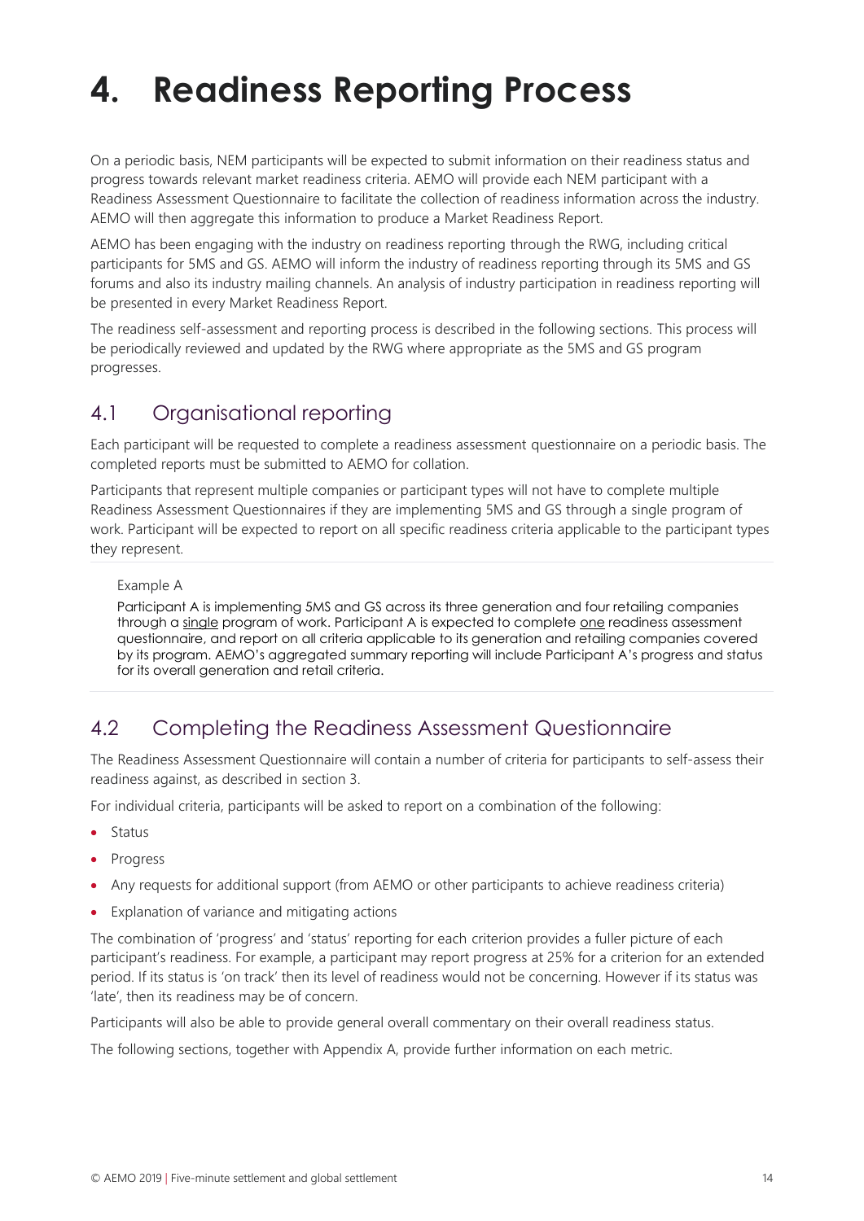# 4. Readiness Reporting Process

On a periodic basis, NEM participants will be expected to submit information on their readiness status and progress towards relevant market readiness criteria. AEMO will provide each NEM participant with a Readiness Assessment Questionnaire to facilitate the collection of readiness information across the industry. AEMO will then aggregate this information to produce a Market Readiness Report.

AEMO has been engaging with the industry on readiness reporting through the RWG, including critical participants for 5MS and GS. AEMO will inform the industry of readiness reporting through its 5MS and GS forums and also its industry mailing channels. An analysis of industry participation in readiness reporting will be presented in every Market Readiness Report.

The readiness self-assessment and reporting process is described in the following sections. This process will be periodically reviewed and updated by the RWG where appropriate as the 5MS and GS program progresses.

## 4.1 Organisational reporting

Each participant will be requested to complete a readiness assessment questionnaire on a periodic basis. The completed reports must be submitted to AEMO for collation.

Participants that represent multiple companies or participant types will not have to complete multiple Readiness Assessment Questionnaires if they are implementing 5MS and GS through a single program of work. Participant will be expected to report on all specific readiness criteria applicable to the participant types they represent.

Example A

Participant A is implementing 5MS and GS across its three generation and four retailing companies through a <u>single</u> program of work. Participant A is expected to complete <u>one</u> readiness assessment questionnaire, and report on all criteria applicable to its generation and retailing companies covered by its program. AEMO's aggregated summary reporting will include Participant A's progress and status for its overall generation and retail criteria.

## 4.2 Completing the Readiness Assessment Questionnaire

The Readiness Assessment Questionnaire will contain a number of criteria for participants to self-assess their readiness against, as described in section 3.

For individual criteria, participants will be asked to report on a combination of the following:

- Status
- Progress
- Any requests for additional support (from AEMO or other participants to achieve readiness criteria)
- Explanation of variance and mitigating actions

The combination of 'progress' and 'status' reporting for each criterion provides a fuller picture of each participant's readiness. For example, a participant may report progress at 25% for a criterion for an extended period. If its status is 'on track' then its level of readiness would not be concerning. However if its status was 'late', then its readiness may be of concern.

Participants will also be able to provide general overall commentary on their overall readiness status.

The following sections, together with Appendix A, provide further information on each metric.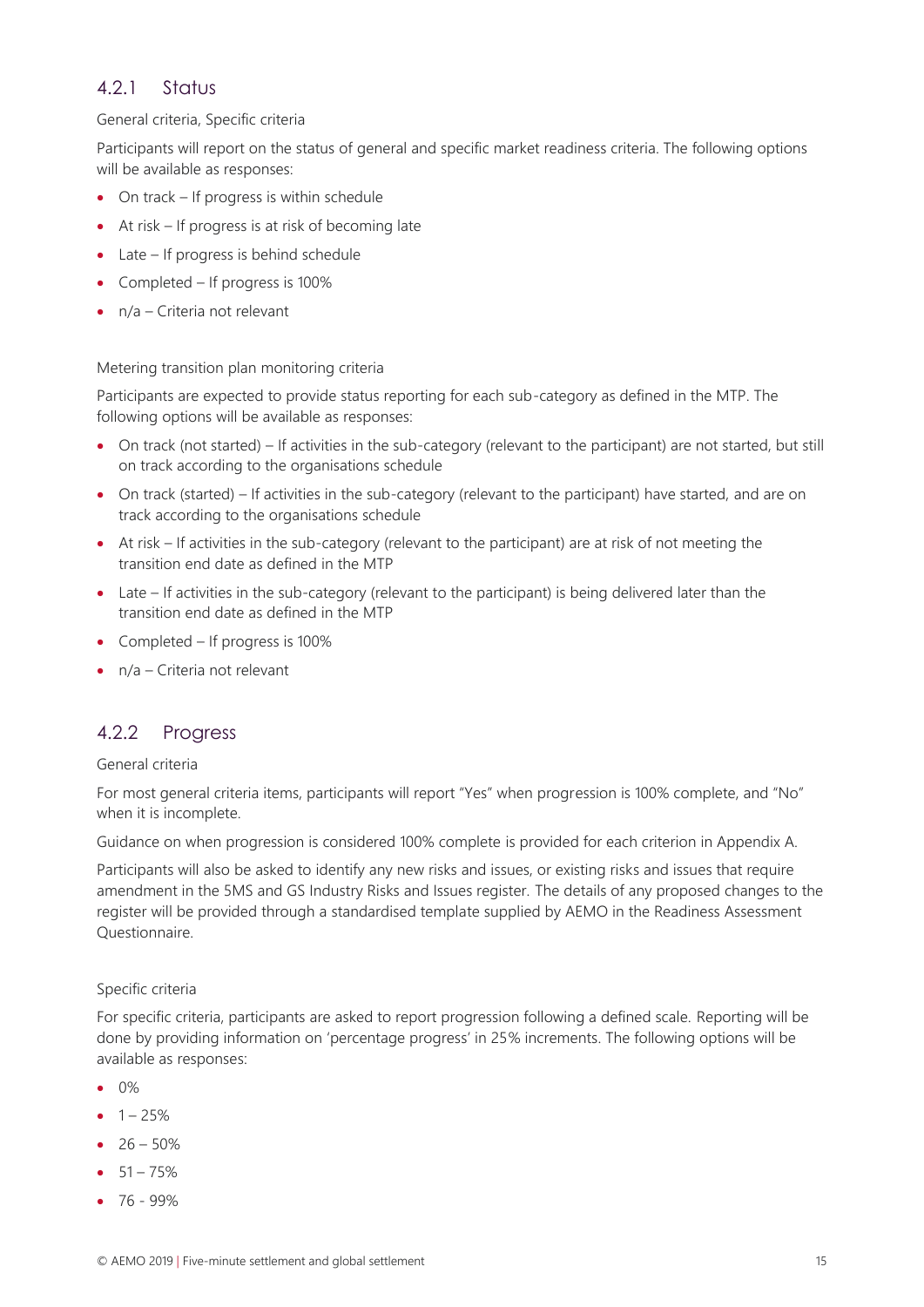### 4.2.1 Status

General criteria, Specific criteria

Participants will report on the status of general and specific market readiness criteria. The following options will be available as responses:

- On track – If progress is within schedule
- At risk – If progress is at risk of becoming late
- Late – If progress is behind schedule
- Completed – If progress is 100%
- n/a – Criteria not relevant

Metering transition plan monitoring criteria

Participants are expected to provide status reporting for each sub-category as defined in the MTP. The following options will be available as responses:

- On track (not started) – If activities in the sub-category (relevant to the participant) are not started, but still on track according to the organisations schedule
- On track (started) – If activities in the sub-category (relevant to the participant) have started, and are on track according to the organisations schedule
- At risk – If activities in the sub-category (relevant to the participant) are at risk of not meeting the transition end date as defined in the MTP
- Late – If activities in the sub-category (relevant to the participant) is being delivered later than the transition end date as defined in the MTP
- Completed – If progress is 100%
- n/a – Criteria not relevant

### 4.2.2 Progress

General criteria

For most general criteria items, participants will report "Yes" when progression is 100% complete, and "No" when it is incomplete.

Guidance on when progression is considered 100% complete is provided for each criterion in Appendix A.

Participants will also be asked to identify any new risks and issues, or existing risks and issues that require amendment in the 5MS and GS Industry Risks and Issues register. The details of any proposed changes to the register will be provided through a standardised template supplied by AEMO in the Readiness Assessment Questionnaire.

Specific criteria

For specific criteria, participants are asked to report progression following a defined scale. Reporting will be done by providing information on 'percentage progress' in 25% increments. The following options will be available as responses:

- 0%
- 1 – 25%
- 26 – 50%
- 51 – 75%
- 76 - 99%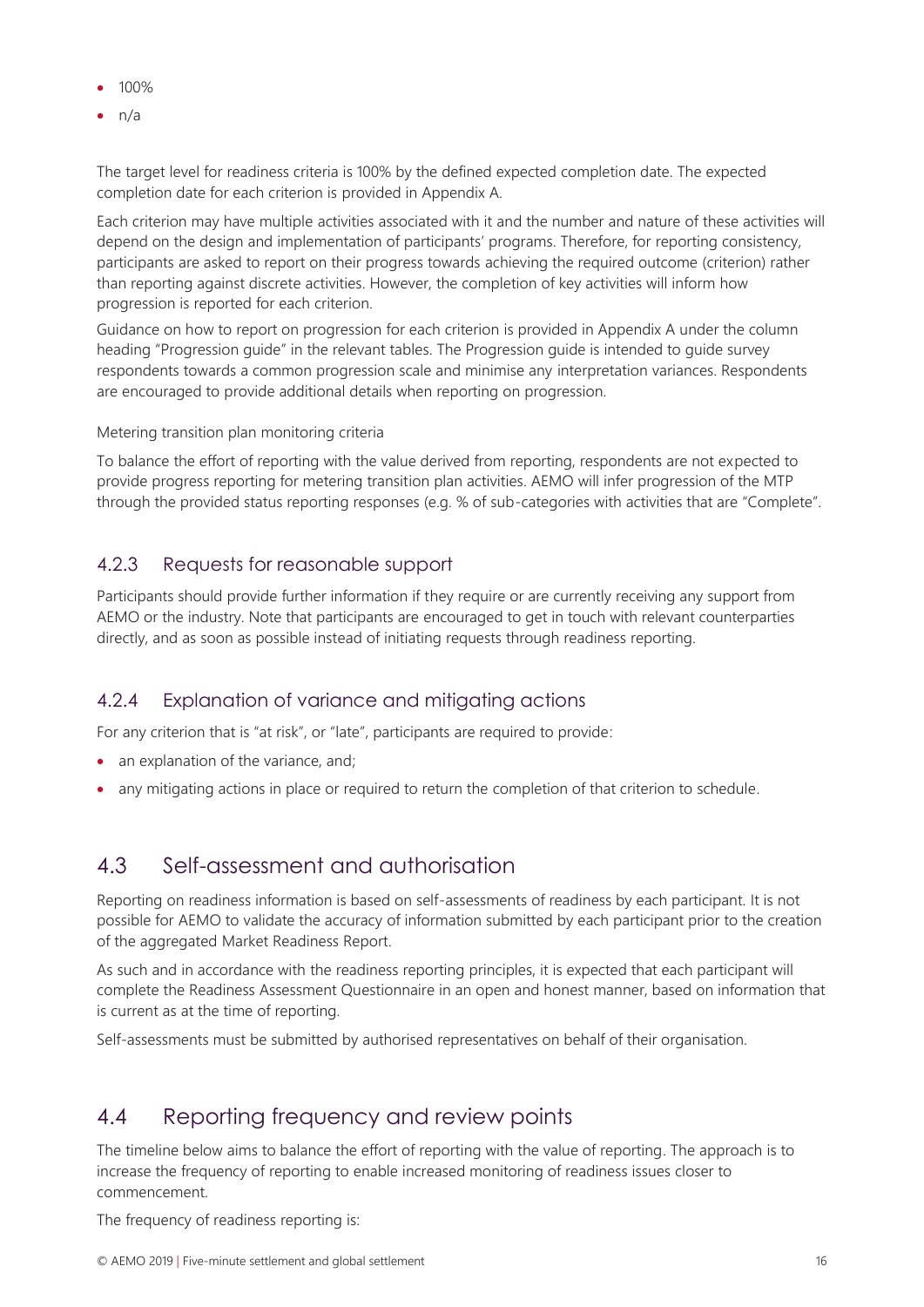- 100%
- n/a

The target level for readiness criteria is 100% by the defined expected completion date. The expected completion date for each criterion is provided in Appendix A.

Each criterion may have multiple activities associated with it and the number and nature of these activities will depend on the design and implementation of participants' programs. Therefore, for reporting consistency, participants are asked to report on their progress towards achieving the required outcome (criterion) rather than reporting against discrete activities. However, the completion of key activities will inform how progression is reported for each criterion.

Guidance on how to report on progression for each criterion is provided in Appendix A under the column heading "Progression guide" in the relevant tables. The Progression guide is intended to guide survey respondents towards a common progression scale and minimise any interpretation variances. Respondents are encouraged to provide additional details when reporting on progression.

Metering transition plan monitoring criteria

To balance the effort of reporting with the value derived from reporting, respondents are not expected to provide progress reporting for metering transition plan activities. AEMO will infer progression of the MTP through the provided status reporting responses (e.g. % of sub-categories with activities that are "Complete".

### 4.2.3 Requests for reasonable support

Participants should provide further information if they require or are currently receiving any support from AEMO or the industry. Note that participants are encouraged to get in touch with relevant counterparties directly, and as soon as possible instead of initiating requests through readiness reporting.

### 4.2.4 Explanation of variance and mitigating actions

For any criterion that is "at risk", or "late", participants are required to provide:

- an explanation of the variance, and;
- any mitigating actions in place or required to return the completion of that criterion to schedule.

## 4.3 Self-assessment and authorisation

Reporting on readiness information is based on self-assessments of readiness by each participant. It is not possible for AEMO to validate the accuracy of information submitted by each participant prior to the creation of the aggregated Market Readiness Report.

As such and in accordance with the readiness reporting principles, it is expected that each participant will complete the Readiness Assessment Questionnaire in an open and honest manner, based on information that is current as at the time of reporting.

Self-assessments must be submitted by authorised representatives on behalf of their organisation.

## 4.4 Reporting frequency and review points

The timeline below aims to balance the effort of reporting with the value of reporting. The approach is to increase the frequency of reporting to enable increased monitoring of readiness issues closer to commencement.

The frequency of readiness reporting is: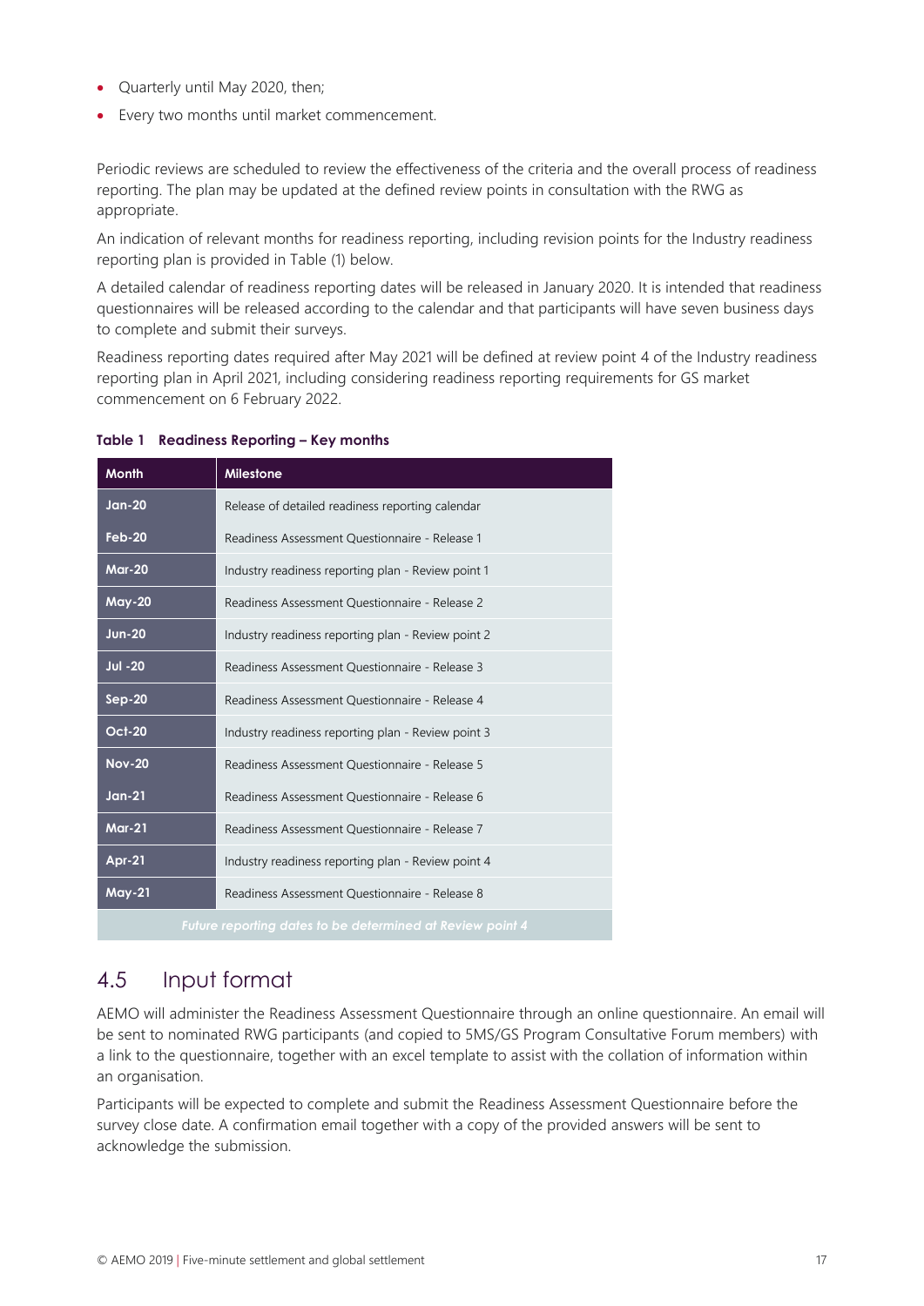- Quarterly until May 2020, then;
- Every two months until market commencement.

Periodic reviews are scheduled to review the effectiveness of the criteria and the overall process of readiness reporting. The plan may be updated at the defined review points in consultation with the RWG as appropriate.

An indication of relevant months for readiness reporting, including revision points for the Industry readiness reporting plan is provided in Table (1) below.

A detailed calendar of readiness reporting dates will be released in January 2020. It is intended that readiness questionnaires will be released according to the calendar and that participants will have seven business days to complete and submit their surveys.

Readiness reporting dates required after May 2021 will be defined at review point 4 of the Industry readiness reporting plan in April 2021, including considering readiness reporting requirements for GS market commencement on 6 February 2022.

**Table 1 Readiness Reporting – Key months**

| Month | Milestone |
|---|---|
| Jan-20 | Release of detailed readiness reporting calendar |
| Feb-20 | Readiness Assessment Questionnaire - Release 1 |
| Mar-20 | Industry readiness reporting plan - Review point 1 |
| May-20 | Readiness Assessment Questionnaire - Release 2 |
| Jun-20 | Industry readiness reporting plan - Review point 2 |
| Jul -20 | Readiness Assessment Questionnaire - Release 3 |
| Sep-20 | Readiness Assessment Questionnaire - Release 4 |
| Oct-20 | Industry readiness reporting plan - Review point 3 |
| Nov-20 | Readiness Assessment Questionnaire - Release 5 |
| Jan-21 | Readiness Assessment Questionnaire - Release 6 |
| Mar-21 | Readiness Assessment Questionnaire - Release 7 |
| Apr-21 | Industry readiness reporting plan - Review point 4 |
| May-21 | Readiness Assessment Questionnaire - Release 8 |
| *Future reporting dates to be determined at Review point 4* | |

## 4.5 Input format

AEMO will administer the Readiness Assessment Questionnaire through an online questionnaire. An email will be sent to nominated RWG participants (and copied to 5MS/GS Program Consultative Forum members) with a link to the questionnaire, together with an excel template to assist with the collation of information within an organisation.

Participants will be expected to complete and submit the Readiness Assessment Questionnaire before the survey close date. A confirmation email together with a copy of the provided answers will be sent to acknowledge the submission.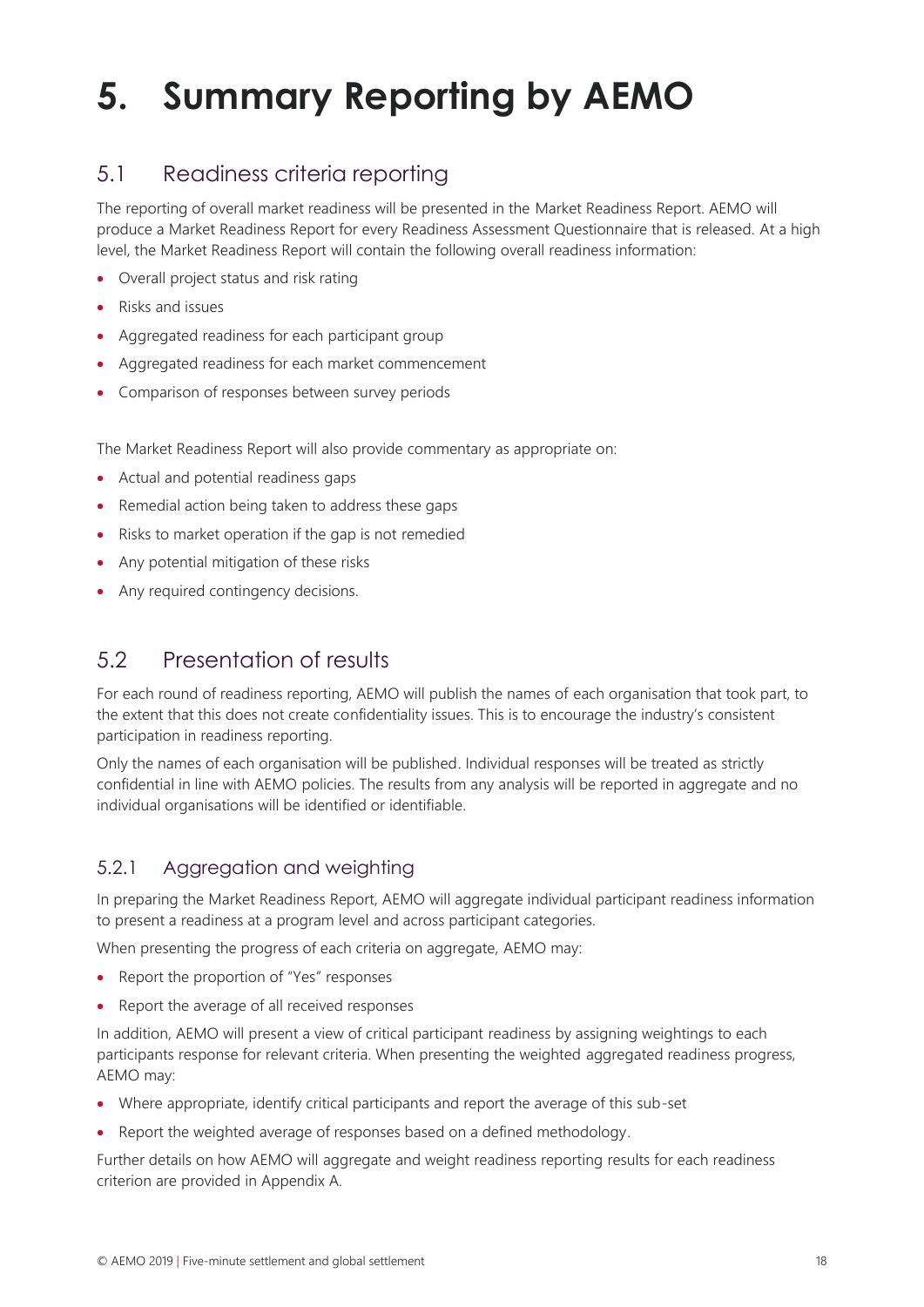# 5. Summary Reporting by AEMO

## 5.1 Readiness criteria reporting

The reporting of overall market readiness will be presented in the Market Readiness Report. AEMO will produce a Market Readiness Report for every Readiness Assessment Questionnaire that is released. At a high level, the Market Readiness Report will contain the following overall readiness information:

- Overall project status and risk rating
- Risks and issues
- Aggregated readiness for each participant group
- Aggregated readiness for each market commencement
- Comparison of responses between survey periods

The Market Readiness Report will also provide commentary as appropriate on:

- Actual and potential readiness gaps
- Remedial action being taken to address these gaps
- Risks to market operation if the gap is not remedied
- Any potential mitigation of these risks
- Any required contingency decisions.

## 5.2 Presentation of results

For each round of readiness reporting, AEMO will publish the names of each organisation that took part, to the extent that this does not create confidentiality issues. This is to encourage the industry's consistent participation in readiness reporting.

Only the names of each organisation will be published. Individual responses will be treated as strictly confidential in line with AEMO policies. The results from any analysis will be reported in aggregate and no individual organisations will be identified or identifiable.

### 5.2.1 Aggregation and weighting

In preparing the Market Readiness Report, AEMO will aggregate individual participant readiness information to present a readiness at a program level and across participant categories.

When presenting the progress of each criteria on aggregate, AEMO may:

- Report the proportion of "Yes" responses
- Report the average of all received responses

In addition, AEMO will present a view of critical participant readiness by assigning weightings to each participants response for relevant criteria. When presenting the weighted aggregated readiness progress, AEMO may:

- Where appropriate, identify critical participants and report the average of this sub-set
- Report the weighted average of responses based on a defined methodology.

Further details on how AEMO will aggregate and weight readiness reporting results for each readiness criterion are provided in Appendix A.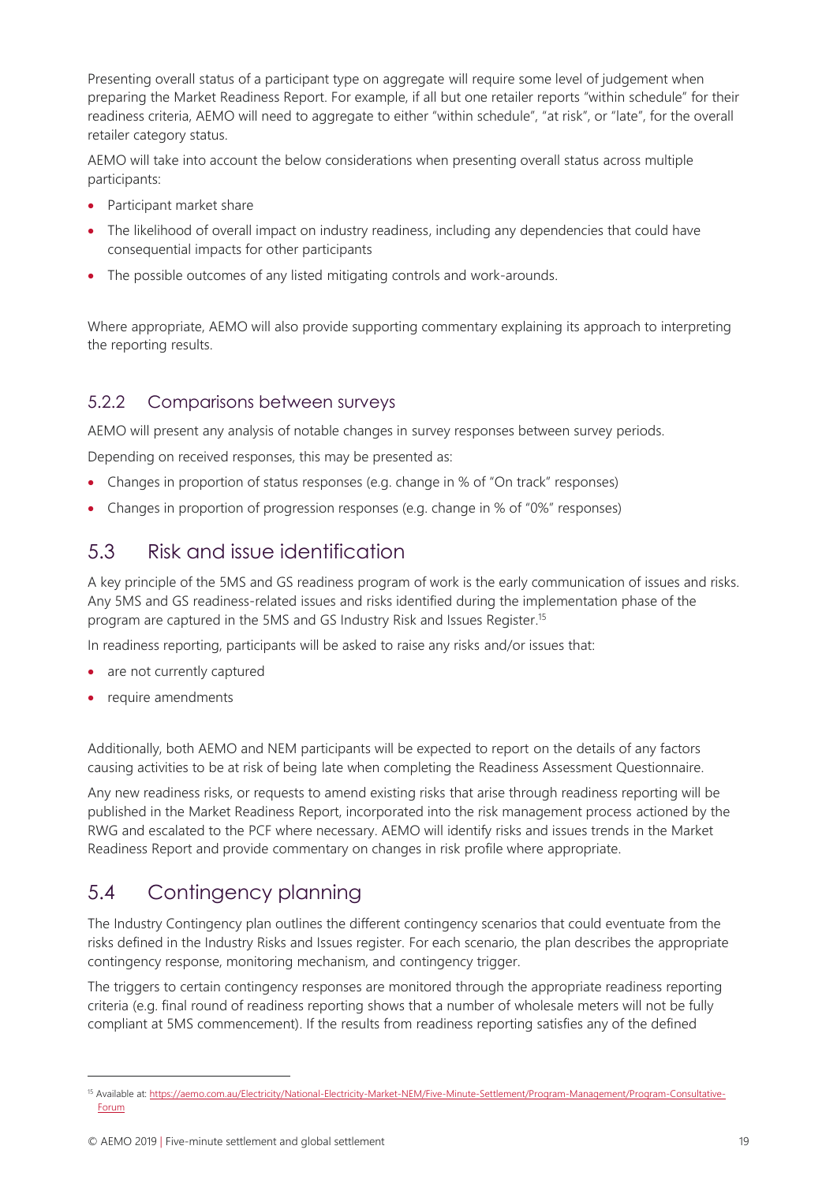Presenting overall status of a participant type on aggregate will require some level of judgement when preparing the Market Readiness Report. For example, if all but one retailer reports "within schedule" for their readiness criteria, AEMO will need to aggregate to either "within schedule", "at risk", or "late", for the overall retailer category status.

AEMO will take into account the below considerations when presenting overall status across multiple participants:

- Participant market share
- The likelihood of overall impact on industry readiness, including any dependencies that could have consequential impacts for other participants
- The possible outcomes of any listed mitigating controls and work-arounds.

Where appropriate, AEMO will also provide supporting commentary explaining its approach to interpreting the reporting results.

### 5.2.2 Comparisons between surveys

AEMO will present any analysis of notable changes in survey responses between survey periods.

Depending on received responses, this may be presented as:

- Changes in proportion of status responses (e.g. change in % of "On track" responses)
- Changes in proportion of progression responses (e.g. change in % of "0%" responses)

## 5.3 Risk and issue identification

A key principle of the 5MS and GS readiness program of work is the early communication of issues and risks. Any 5MS and GS readiness-related issues and risks identified during the implementation phase of the program are captured in the 5MS and GS Industry Risk and Issues Register.[15]

In readiness reporting, participants will be asked to raise any risks and/or issues that:

- are not currently captured
- require amendments

Additionally, both AEMO and NEM participants will be expected to report on the details of any factors causing activities to be at risk of being late when completing the Readiness Assessment Questionnaire.

Any new readiness risks, or requests to amend existing risks that arise through readiness reporting will be published in the Market Readiness Report, incorporated into the risk management process actioned by the RWG and escalated to the PCF where necessary. AEMO will identify risks and issues trends in the Market Readiness Report and provide commentary on changes in risk profile where appropriate.

## 5.4 Contingency planning

The Industry Contingency plan outlines the different contingency scenarios that could eventuate from the risks defined in the Industry Risks and Issues register. For each scenario, the plan describes the appropriate contingency response, monitoring mechanism, and contingency trigger.

The triggers to certain contingency responses are monitored through the appropriate readiness reporting criteria (e.g. final round of readiness reporting shows that a number of wholesale meters will not be fully compliant at 5MS commencement). If the results from readiness reporting satisfies any of the defined

[15] Available at: https://aemo.com.au/Electricity/National-Electricity-Market-NEM/Five-Minute-Settlement/Program-Management/Program-Consultative-Forum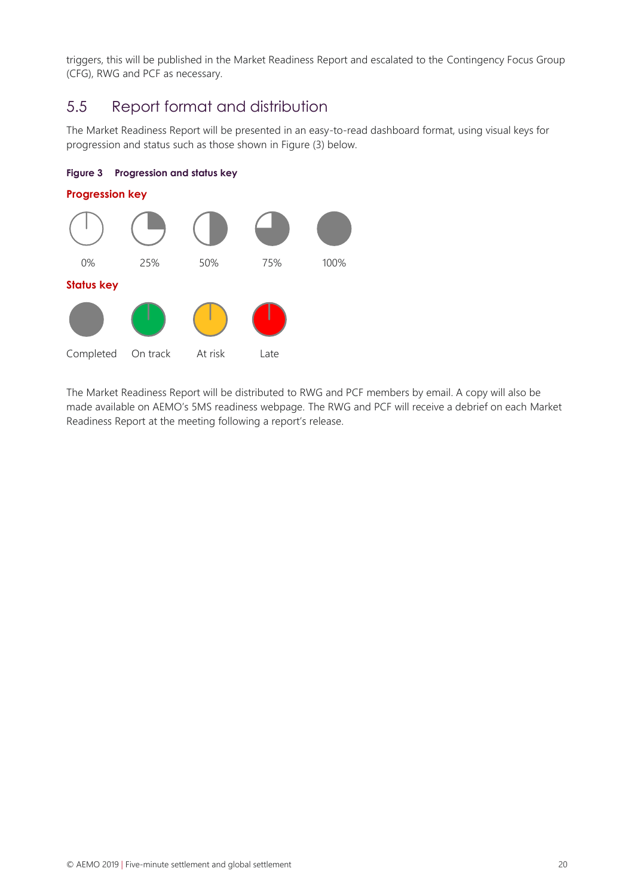triggers, this will be published in the Market Readiness Report and escalated to the Contingency Focus Group (CFG), RWG and PCF as necessary.

## 5.5 Report format and distribution

The Market Readiness Report will be presented in an easy-to-read dashboard format, using visual keys for progression and status such as those shown in Figure (3) below.

**Figure 3 Progression and status key**

**Progression key**

0%

25%

50%

75%

100%

**Status key**

Completed

On track

At risk

Late

The Market Readiness Report will be distributed to RWG and PCF members by email. A copy will also be made available on AEMO's 5MS readiness webpage. The RWG and PCF will receive a debrief on each Market Readiness Report at the meeting following a report's release.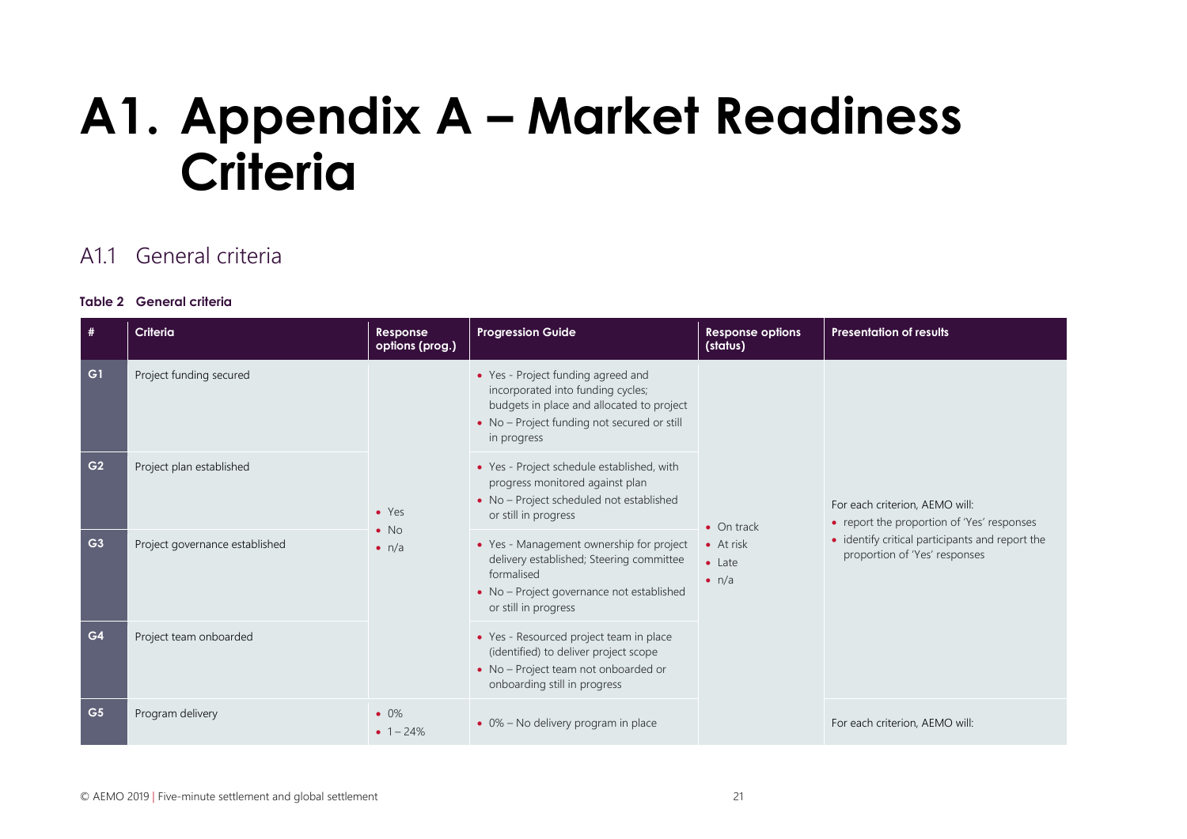# A1. Appendix A – Market Readiness Criteria

## A1.1 General criteria

**Table 2 General criteria**

| # | Criteria | Response options (prog.) | Progression Guide | Response options (status) | Presentation of results |
|---|---|---|---|---|---|
| G1 | Project funding secured | • Yes<br>• No<br>• n/a | • Yes - Project funding agreed and incorporated into funding cycles; budgets in place and allocated to project<br>• No – Project funding not secured or still in progress | • On track<br>• At risk<br>• Late<br>• n/a | For each criterion, AEMO will:<br>• report the proportion of 'Yes' responses<br>• identify critical participants and report the proportion of 'Yes' responses |
| G2 | Project plan established | | • Yes - Project schedule established, with progress monitored against plan<br>• No – Project scheduled not established or still in progress | | |
| G3 | Project governance established | | • Yes - Management ownership for project delivery established; Steering committee formalised<br>• No – Project governance not established or still in progress | | |
| G4 | Project team onboarded | | • Yes - Resourced project team in place (identified) to deliver project scope<br>• No – Project team not onboarded or onboarding still in progress | | |
| G5 | Program delivery | • 0%<br>• 1 – 24% | • 0% – No delivery program in place | | For each criterion, AEMO will: |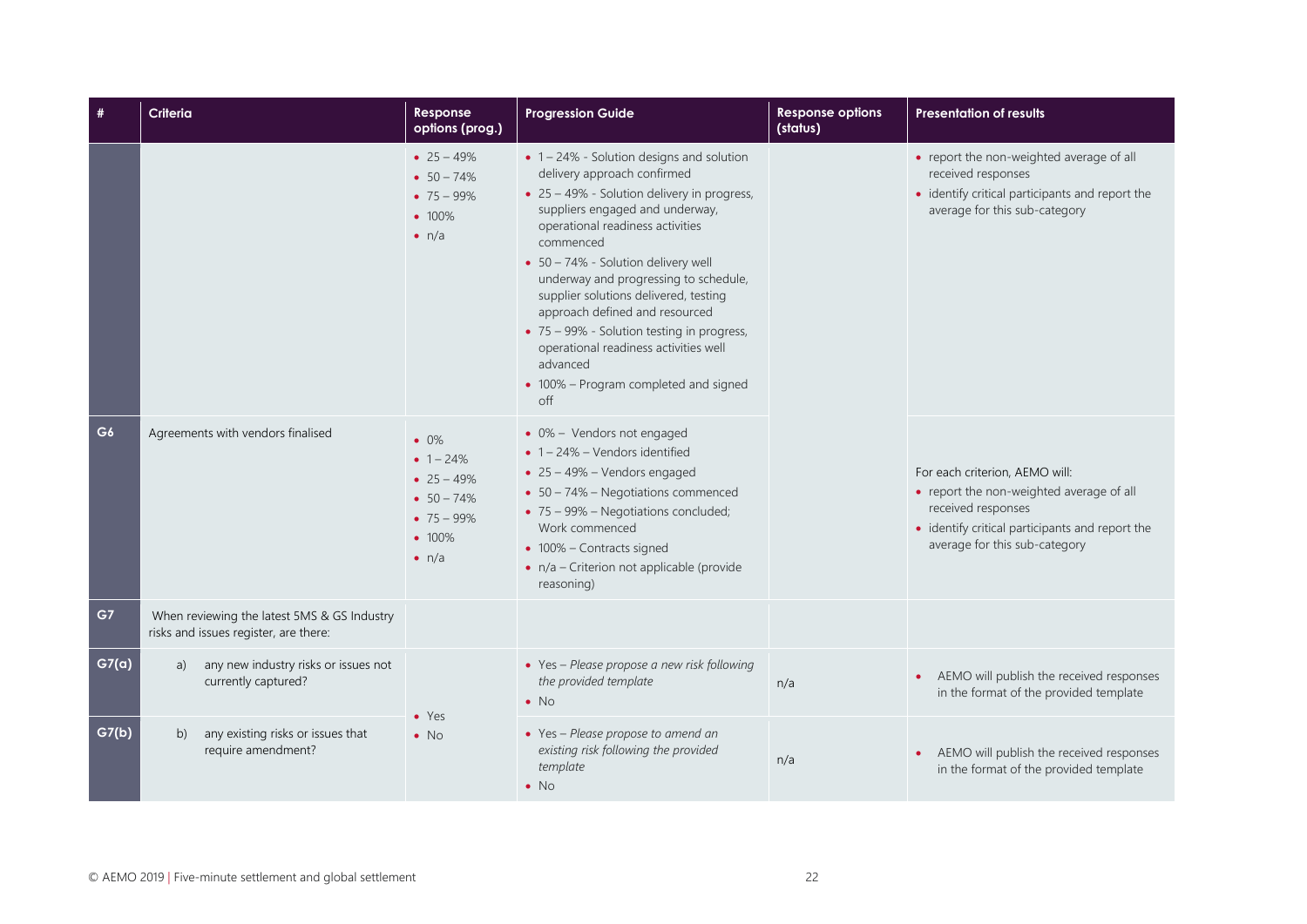| # | Criteria | Response options (prog.) | Progression Guide | Response options (status) | Presentation of results |
|---|---|---|---|---|---|
| | | • 25 – 49%<br>• 50 – 74%<br>• 75 – 99%<br>• 100%<br>• n/a | • 1 – 24% - Solution designs and solution delivery approach confirmed<br>• 25 – 49% - Solution delivery in progress, suppliers engaged and underway, operational readiness activities commenced<br>• 50 – 74% - Solution delivery well underway and progressing to schedule, supplier solutions delivered, testing approach defined and resourced<br>• 75 – 99% - Solution testing in progress, operational readiness activities well advanced<br>• 100% – Program completed and signed off | | • report the non-weighted average of all received responses<br>• identify critical participants and report the average for this sub-category |
| G6 | Agreements with vendors finalised | • 0%<br>• 1 – 24%<br>• 25 – 49%<br>• 50 – 74%<br>• 75 – 99%<br>• 100%<br>• n/a | • 0% – Vendors not engaged<br>• 1 – 24% – Vendors identified<br>• 25 – 49% – Vendors engaged<br>• 50 – 74% – Negotiations commenced<br>• 75 – 99% – Negotiations concluded; Work commenced<br>• 100% – Contracts signed<br>• n/a – Criterion not applicable (provide reasoning) | | For each criterion, AEMO will:<br>• report the non-weighted average of all received responses<br>• identify critical participants and report the average for this sub-category |
| G7 | When reviewing the latest 5MS & GS Industry risks and issues register, are there: | | | | |
| G7(a) | a) any new industry risks or issues not currently captured? | • Yes<br>• No | • Yes – *Please propose a new risk following the provided template*<br>• No | n/a | • AEMO will publish the received responses in the format of the provided template |
| G7(b) | b) any existing risks or issues that require amendment? | | • Yes – *Please propose to amend an existing risk following the provided template*<br>• No | n/a | • AEMO will publish the received responses in the format of the provided template |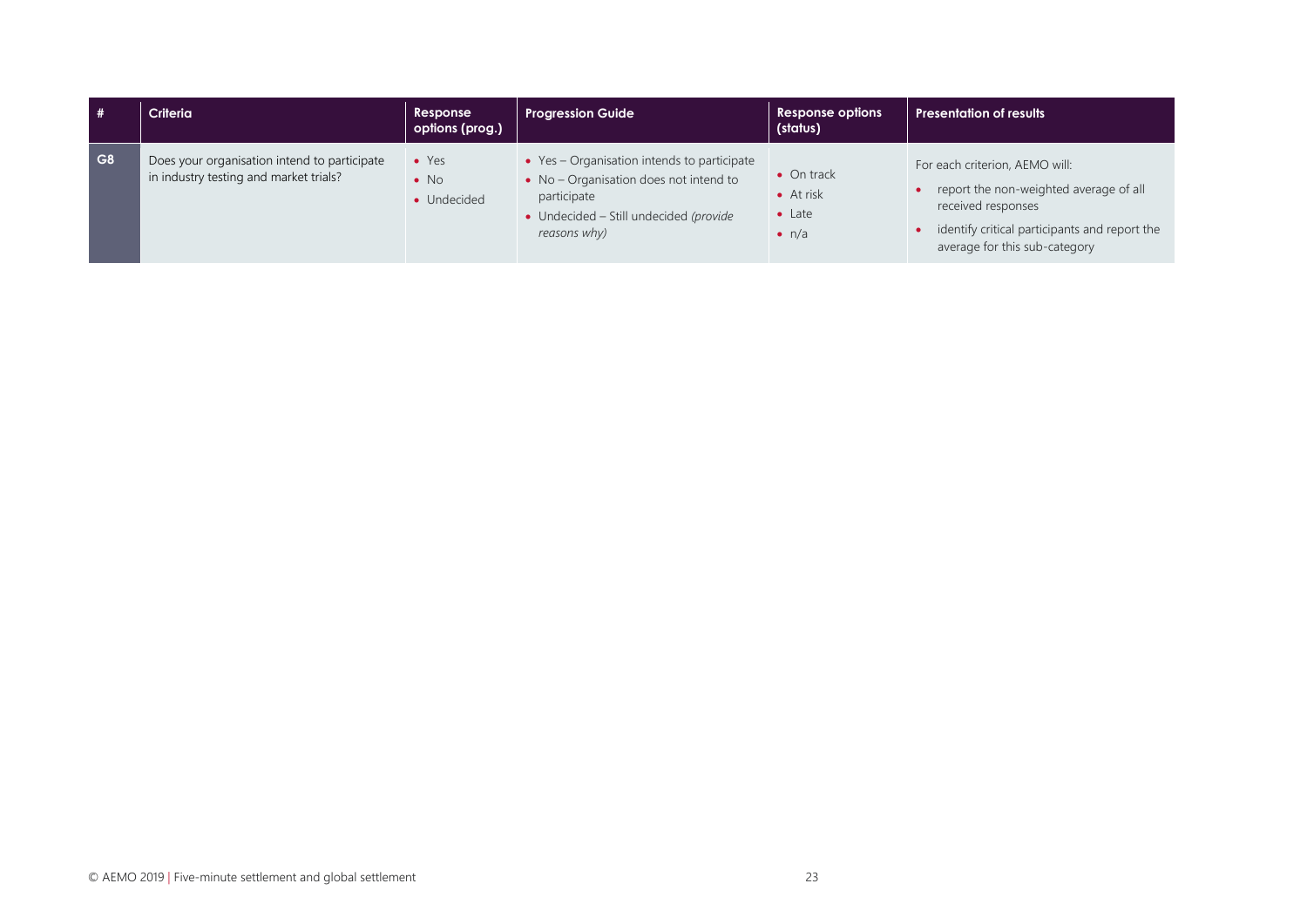| # | Criteria | Response options (prog.) | Progression Guide | Response options (status) | Presentation of results |
|---|---|---|---|---|---|
| G8 | Does your organisation intend to participate in industry testing and market trials? | • Yes<br>• No<br>• Undecided | • Yes – Organisation intends to participate<br>• No – Organisation does not intend to participate<br>• Undecided – Still undecided *(provide reasons why)* | • On track<br>• At risk<br>• Late<br>• n/a | For each criterion, AEMO will:<br>• report the non-weighted average of all received responses<br>• identify critical participants and report the average for this sub-category |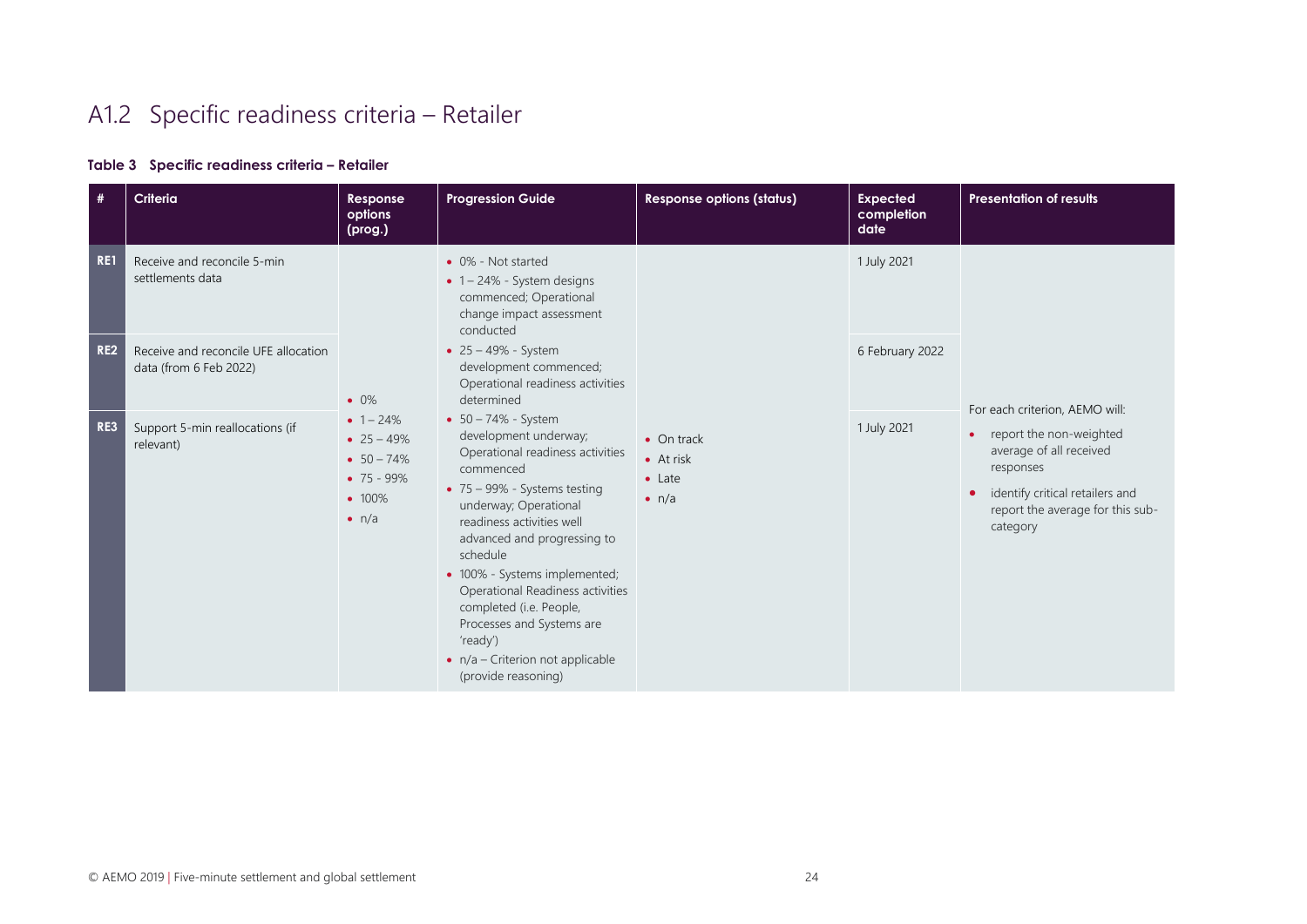## A1.2 Specific readiness criteria – Retailer

**Table 3 Specific readiness criteria – Retailer**

| # | Criteria | Response options (prog.) | Progression Guide | Response options (status) | Expected completion date | Presentation of results |
|---|---|---|---|---|---|---|
| RE1 | Receive and reconcile 5-min settlements data | • 0%<br>• 1 – 24%<br>• 25 – 49%<br>• 50 – 74%<br>• 75 - 99%<br>• 100%<br>• n/a | • 0% - Not started<br>• 1 – 24% - System designs commenced; Operational change impact assessment conducted<br>• 25 – 49% - System development commenced; Operational readiness activities determined<br>• 50 – 74% - System development underway; Operational readiness activities commenced<br>• 75 – 99% - Systems testing underway; Operational readiness activities well advanced and progressing to schedule<br>• 100% - Systems implemented; Operational Readiness activities completed (i.e. People, Processes and Systems are 'ready')<br>• n/a – Criterion not applicable (provide reasoning) | • On track<br>• At risk<br>• Late<br>• n/a | 1 July 2021 | For each criterion, AEMO will:<br>• report the non-weighted average of all received responses<br>• identify critical retailers and report the average for this sub-category |
| RE2 | Receive and reconcile UFE allocation data (from 6 Feb 2022) | | | | 6 February 2022 | |
| RE3 | Support 5-min reallocations (if relevant) | | | | 1 July 2021 | |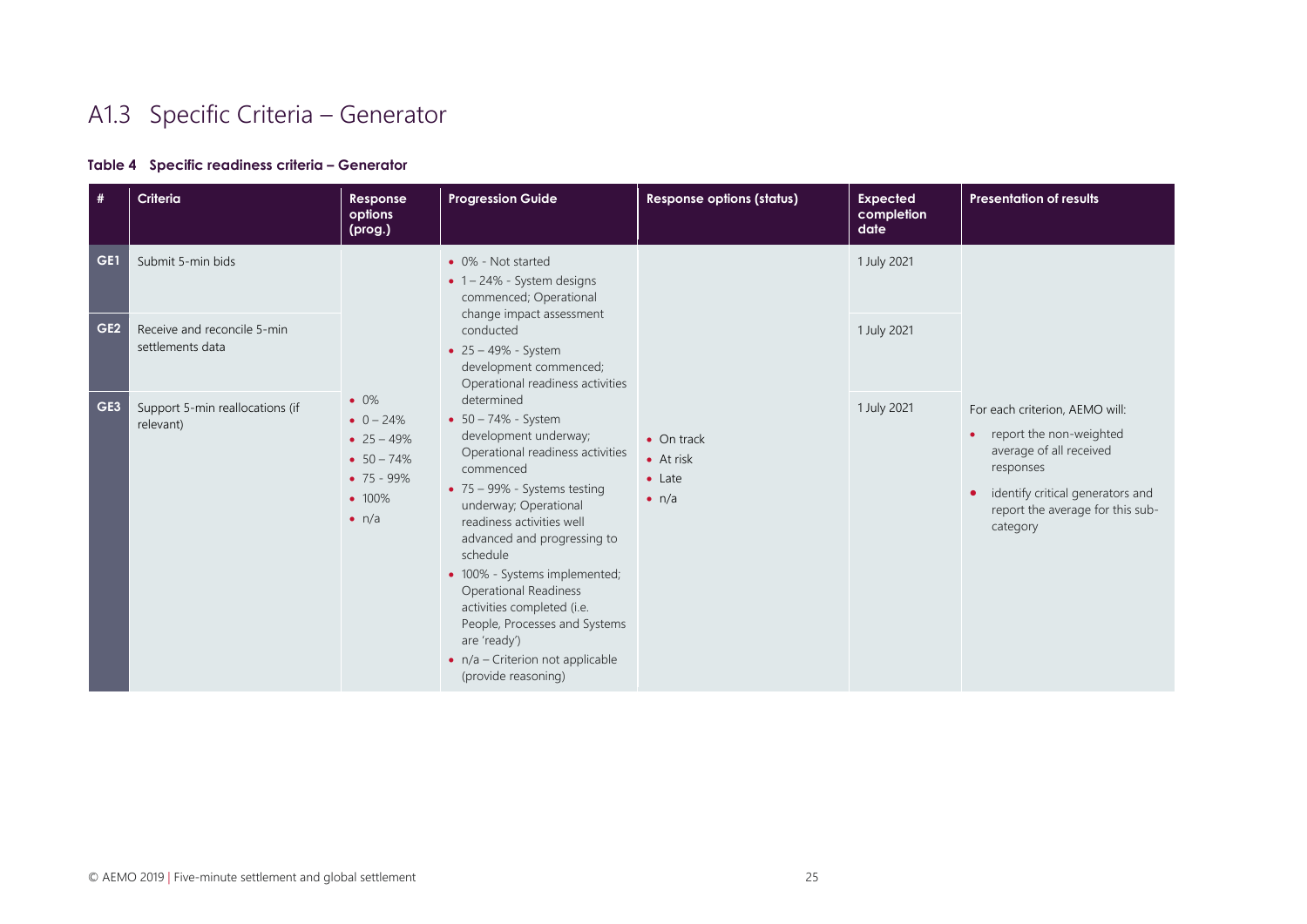## A1.3 Specific Criteria – Generator

**Table 4 Specific readiness criteria – Generator**

| # | Criteria | Response options (prog.) | Progression Guide | Response options (status) | Expected completion date | Presentation of results |
|---|---|---|---|---|---|---|
| GE1 | Submit 5-min bids | • 0%<br>• 0 – 24%<br>• 25 – 49%<br>• 50 – 74%<br>• 75 - 99%<br>• 100%<br>• n/a | • 0% - Not started<br>• 1 – 24% - System designs commenced; Operational change impact assessment conducted<br>• 25 – 49% - System development commenced; Operational readiness activities determined<br>• 50 – 74% - System development underway; Operational readiness activities commenced<br>• 75 – 99% - Systems testing underway; Operational readiness activities well advanced and progressing to schedule<br>• 100% - Systems implemented; Operational Readiness activities completed (i.e. People, Processes and Systems are 'ready')<br>• n/a – Criterion not applicable (provide reasoning) | • On track<br>• At risk<br>• Late<br>• n/a | 1 July 2021 | For each criterion, AEMO will:<br>• report the non-weighted average of all received responses<br>• identify critical generators and report the average for this sub-category |
| GE2 | Receive and reconcile 5-min settlements data | | | | 1 July 2021 | |
| GE3 | Support 5-min reallocations (if relevant) | | | | 1 July 2021 | |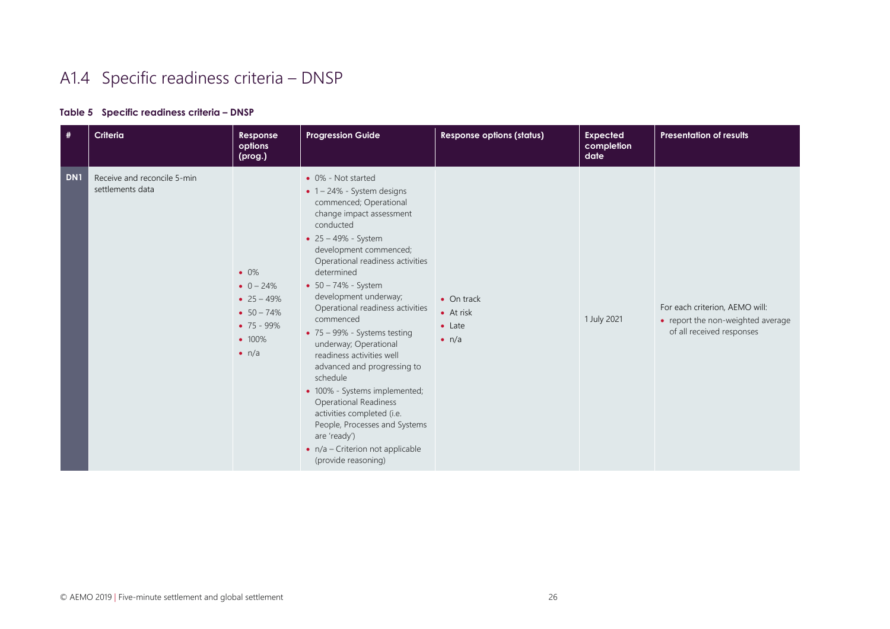## A1.4 Specific readiness criteria – DNSP

**Table 5 Specific readiness criteria – DNSP**

| # | Criteria | Response options (prog.) | Progression Guide | Response options (status) | Expected completion date | Presentation of results |
|---|---|---|---|---|---|---|
| DN1 | Receive and reconcile 5-min settlements data | • 0%<br>• 0 – 24%<br>• 25 – 49%<br>• 50 – 74%<br>• 75 - 99%<br>• 100%<br>• n/a | • 0% - Not started<br>• 1 – 24% - System designs commenced; Operational change impact assessment conducted<br>• 25 – 49% - System development commenced; Operational readiness activities determined<br>• 50 – 74% - System development underway; Operational readiness activities commenced<br>• 75 – 99% - Systems testing underway; Operational readiness activities well advanced and progressing to schedule<br>• 100% - Systems implemented; Operational Readiness activities completed (i.e. People, Processes and Systems are 'ready')<br>• n/a – Criterion not applicable (provide reasoning) | • On track<br>• At risk<br>• Late<br>• n/a | 1 July 2021 | For each criterion, AEMO will:<br>• report the non-weighted average of all received responses |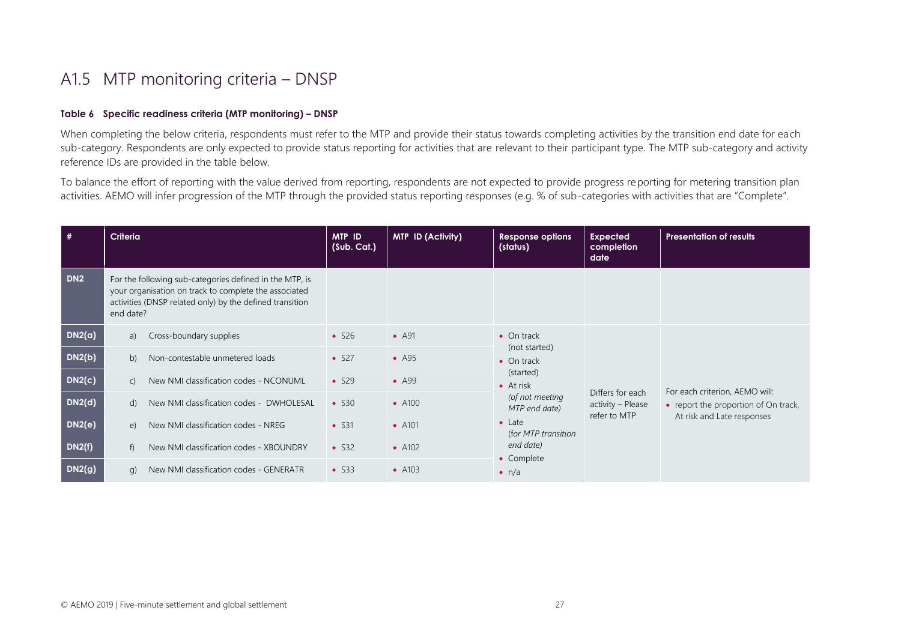## A1.5 MTP monitoring criteria – DNSP

**Table 6 Specific readiness criteria (MTP monitoring) – DNSP**

When completing the below criteria, respondents must refer to the MTP and provide their status towards completing activities by the transition end date for each sub-category. Respondents are only expected to provide status reporting for activities that are relevant to their participant type. The MTP sub-category and activity reference IDs are provided in the table below.

To balance the effort of reporting with the value derived from reporting, respondents are not expected to provide progress reporting for metering transition plan activities. AEMO will infer progression of the MTP through the provided status reporting responses (e.g. % of sub-categories with activities that are "Complete".

| # | Criteria | MTP ID (Sub. Cat.) | MTP ID (Activity) | Response options (status) | Expected completion date | Presentation of results |
|---|---|---|---|---|---|---|
| **DN2** | For the following sub-categories defined in the MTP, is your organisation on track to complete the associated activities (DNSP related only) by the defined transition end date? | | | | | |
| **DN2(a)** | a) Cross-boundary supplies | • S26 | • A91 | • On track (not started)<br>• On track (started)<br>• At risk *(of not meeting MTP end date)*<br>• Late *(for MTP transition end date)*<br>• Complete<br>• n/a | Differs for each activity – Please refer to MTP | For each criterion, AEMO will:<br>• report the proportion of On track, At risk and Late responses |
| **DN2(b)** | b) Non-contestable unmetered loads | • S27 | • A95 | | | |
| **DN2(c)** | c) New NMI classification codes - NCONUML | • S29 | • A99 | | | |
| **DN2(d)** | d) New NMI classification codes - DWHOLESAL | • S30 | • A100 | | | |
| **DN2(e)** | e) New NMI classification codes - NREG | • S31 | • A101 | | | |
| **DN2(f)** | f) New NMI classification codes - XBOUNDRY | • S32 | • A102 | | | |
| **DN2(g)** | g) New NMI classification codes - GENERATR | • S33 | • A103 | | | |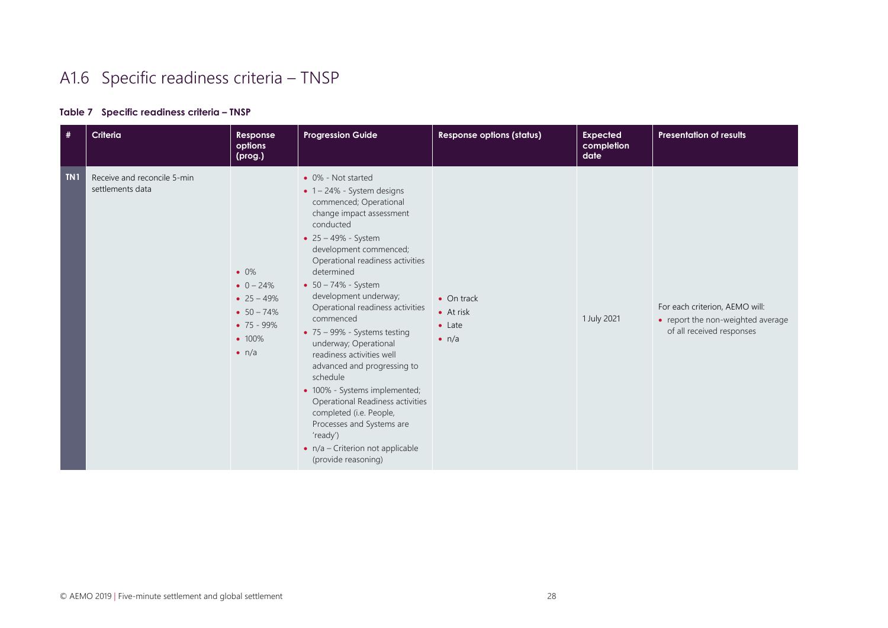## A1.6 Specific readiness criteria – TNSP

**Table 7 Specific readiness criteria – TNSP**

| # | Criteria | Response options (prog.) | Progression Guide | Response options (status) | Expected completion date | Presentation of results |
|---|---|---|---|---|---|---|
| TN1 | Receive and reconcile 5-min settlements data | • 0%<br>• 0 – 24%<br>• 25 – 49%<br>• 50 – 74%<br>• 75 - 99%<br>• 100%<br>• n/a | • 0% - Not started<br>• 1 – 24% - System designs commenced; Operational change impact assessment conducted<br>• 25 – 49% - System development commenced; Operational readiness activities determined<br>• 50 – 74% - System development underway; Operational readiness activities commenced<br>• 75 – 99% - Systems testing underway; Operational readiness activities well advanced and progressing to schedule<br>• 100% - Systems implemented; Operational Readiness activities completed (i.e. People, Processes and Systems are 'ready')<br>• n/a – Criterion not applicable (provide reasoning) | • On track<br>• At risk<br>• Late<br>• n/a | 1 July 2021 | For each criterion, AEMO will:<br>• report the non-weighted average of all received responses |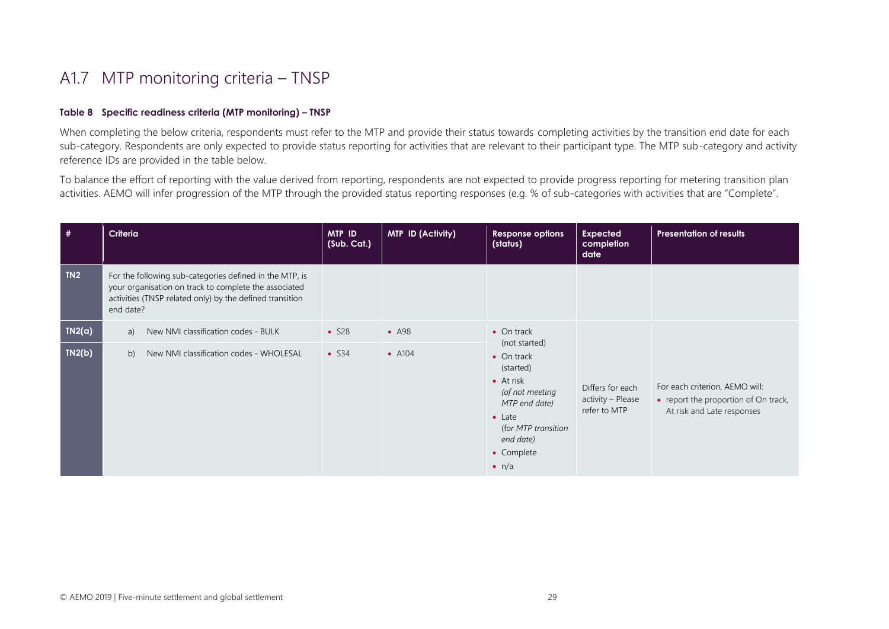## A1.7 MTP monitoring criteria – TNSP

**Table 8 Specific readiness criteria (MTP monitoring) – TNSP**

When completing the below criteria, respondents must refer to the MTP and provide their status towards completing activities by the transition end date for each sub-category. Respondents are only expected to provide status reporting for activities that are relevant to their participant type. The MTP sub-category and activity reference IDs are provided in the table below.

To balance the effort of reporting with the value derived from reporting, respondents are not expected to provide progress reporting for metering transition plan activities. AEMO will infer progression of the MTP through the provided status reporting responses (e.g. % of sub-categories with activities that are "Complete".

| # | Criteria | MTP ID (Sub. Cat.) | MTP ID (Activity) | Response options (status) | Expected completion date | Presentation of results |
|---|---|---|---|---|---|---|
| TN2 | For the following sub-categories defined in the MTP, is your organisation on track to complete the associated activities (TNSP related only) by the defined transition end date? | | | | | |
| TN2(a) | a) New NMI classification codes - BULK | • S28 | • A98 | • On track (not started)<br>• On track (started)<br>• At risk *(of not meeting MTP end date)*<br>• Late *(for MTP transition end date)*<br>• Complete<br>• n/a | Differs for each activity – Please refer to MTP | For each criterion, AEMO will:<br>• report the proportion of On track, At risk and Late responses |
| TN2(b) | b) New NMI classification codes - WHOLESAL | • S34 | • A104 | | | |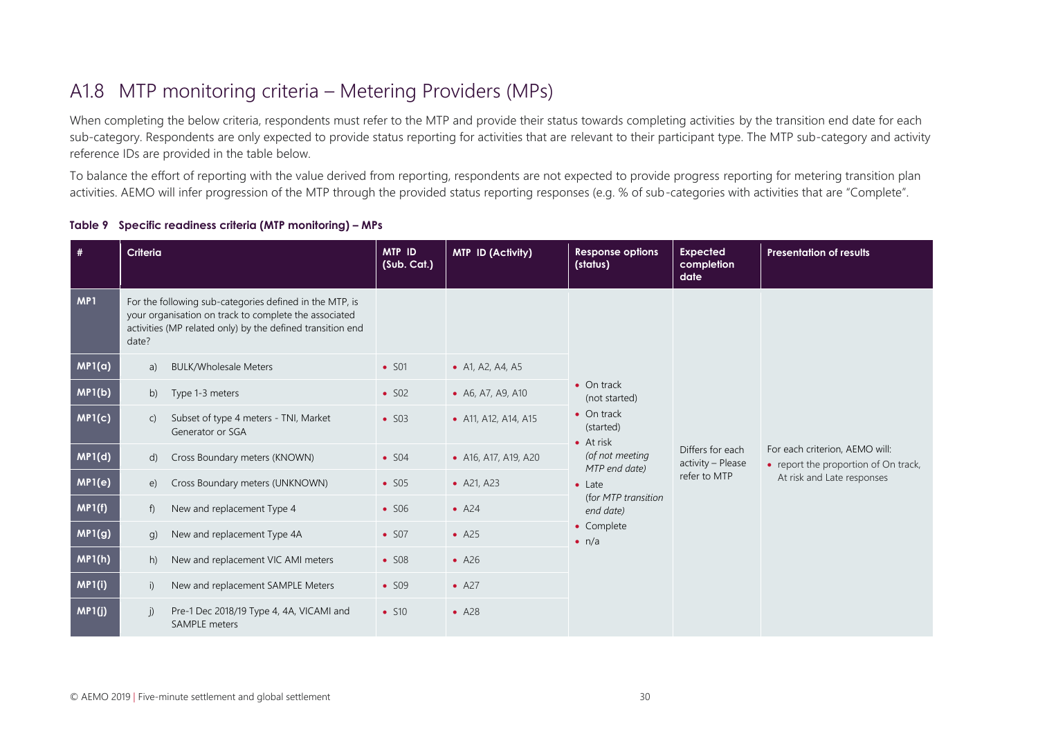## A1.8 MTP monitoring criteria – Metering Providers (MPs)

When completing the below criteria, respondents must refer to the MTP and provide their status towards completing activities by the transition end date for each sub-category. Respondents are only expected to provide status reporting for activities that are relevant to their participant type. The MTP sub-category and activity reference IDs are provided in the table below.

To balance the effort of reporting with the value derived from reporting, respondents are not expected to provide progress reporting for metering transition plan activities. AEMO will infer progression of the MTP through the provided status reporting responses (e.g. % of sub-categories with activities that are "Complete".

**Table 9 Specific readiness criteria (MTP monitoring) – MPs**

| # | Criteria | MTP ID (Sub. Cat.) | MTP ID (Activity) | Response options (status) | Expected completion date | Presentation of results |
|---|---|---|---|---|---|---|
| MP1 | For the following sub-categories defined in the MTP, is your organisation on track to complete the associated activities (MP related only) by the defined transition end date? | | | • On track (not started)<br>• On track (started)<br>• At risk *(of not meeting MTP end date)*<br>• Late *(for MTP transition end date)*<br>• Complete<br>• n/a | Differs for each activity – Please refer to MTP | For each criterion, AEMO will:<br>• report the proportion of On track, At risk and Late responses |
| MP1(a) | a) BULK/Wholesale Meters | • S01 | • A1, A2, A4, A5 | | | |
| MP1(b) | b) Type 1-3 meters | • S02 | • A6, A7, A9, A10 | | | |
| MP1(c) | c) Subset of type 4 meters - TNI, Market Generator or SGA | • S03 | • A11, A12, A14, A15 | | | |
| MP1(d) | d) Cross Boundary meters (KNOWN) | • S04 | • A16, A17, A19, A20 | | | |
| MP1(e) | e) Cross Boundary meters (UNKNOWN) | • S05 | • A21, A23 | | | |
| MP1(f) | f) New and replacement Type 4 | • S06 | • A24 | | | |
| MP1(g) | g) New and replacement Type 4A | • S07 | • A25 | | | |
| MP1(h) | h) New and replacement VIC AMI meters | • S08 | • A26 | | | |
| MP1(i) | i) New and replacement SAMPLE Meters | • S09 | • A27 | | | |
| MP1(j) | j) Pre-1 Dec 2018/19 Type 4, 4A, VICAMI and SAMPLE meters | • S10 | • A28 | | | |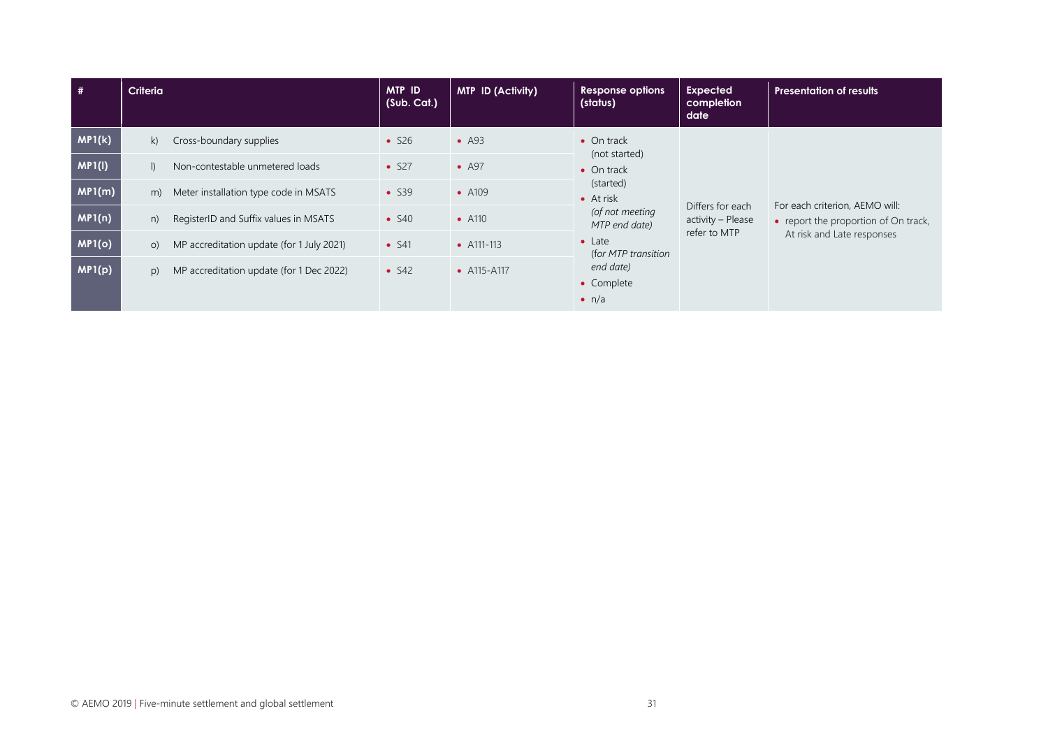| # | Criteria | MTP ID (Sub. Cat.) | MTP ID (Activity) | Response options (status) | Expected completion date | Presentation of results |
|---|---|---|---|---|---|---|
| MP1(k) | k) Cross-boundary supplies | • S26 | • A93 | • On track (not started)<br>• On track (started)<br>• At risk *(of not meeting MTP end date)*<br>• Late *(for MTP transition end date)*<br>• Complete<br>• n/a | Differs for each activity – Please refer to MTP | For each criterion, AEMO will:<br>• report the proportion of On track, At risk and Late responses |
| MP1(l) | l) Non-contestable unmetered loads | • S27 | • A97 | | | |
| MP1(m) | m) Meter installation type code in MSATS | • S39 | • A109 | | | |
| MP1(n) | n) RegisterID and Suffix values in MSATS | • S40 | • A110 | | | |
| MP1(o) | o) MP accreditation update (for 1 July 2021) | • S41 | • A111-113 | | | |
| MP1(p) | p) MP accreditation update (for 1 Dec 2022) | • S42 | • A115-A117 | | | |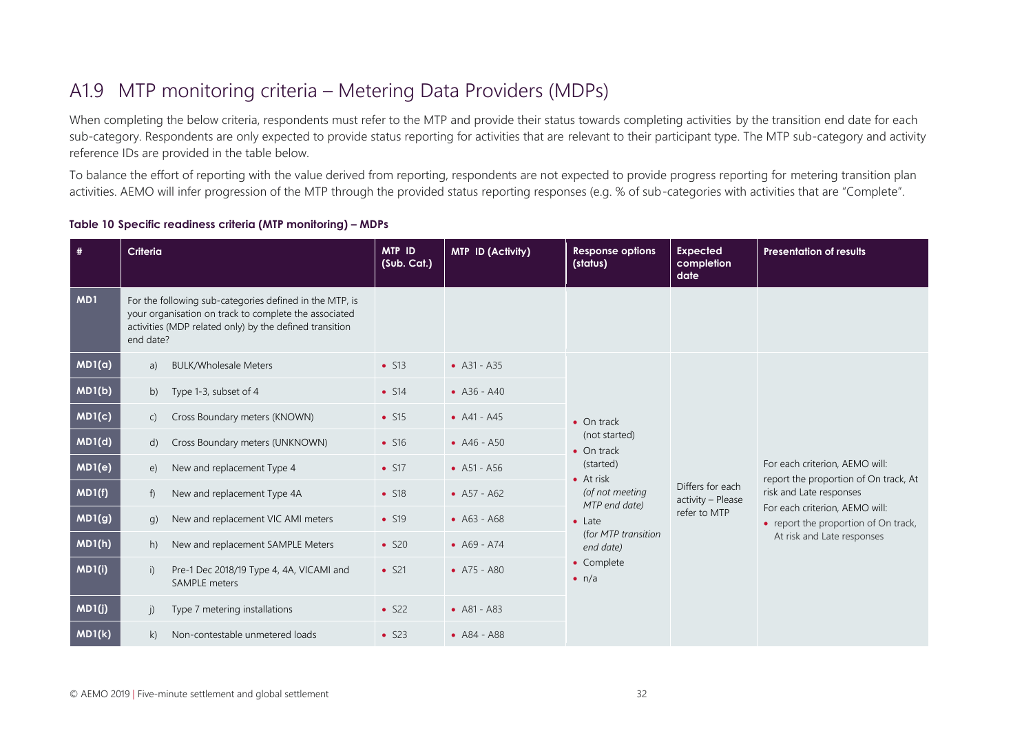## A1.9 MTP monitoring criteria – Metering Data Providers (MDPs)

When completing the below criteria, respondents must refer to the MTP and provide their status towards completing activities by the transition end date for each sub-category. Respondents are only expected to provide status reporting for activities that are relevant to their participant type. The MTP sub-category and activity reference IDs are provided in the table below.

To balance the effort of reporting with the value derived from reporting, respondents are not expected to provide progress reporting for metering transition plan activities. AEMO will infer progression of the MTP through the provided status reporting responses (e.g. % of sub-categories with activities that are "Complete".

**Table 10 Specific readiness criteria (MTP monitoring) – MDPs**

| # | Criteria | MTP ID (Sub. Cat.) | MTP ID (Activity) | Response options (status) | Expected completion date | Presentation of results |
|---|---|---|---|---|---|---|
| MD1 | For the following sub-categories defined in the MTP, is your organisation on track to complete the associated activities (MDP related only) by the defined transition end date? | | | | | |
| MD1(a) | a) BULK/Wholesale Meters | • S13 | • A31 - A35 | • On track (not started)<br>• On track (started)<br>• At risk *(of not meeting MTP end date)*<br>• Late *(for MTP transition end date)*<br>• Complete<br>• n/a | Differs for each activity – Please refer to MTP | For each criterion, AEMO will: report the proportion of On track, At risk and Late responses<br>For each criterion, AEMO will:<br>• report the proportion of On track, At risk and Late responses |
| MD1(b) | b) Type 1-3, subset of 4 | • S14 | • A36 - A40 | | | |
| MD1(c) | c) Cross Boundary meters (KNOWN) | • S15 | • A41 - A45 | | | |
| MD1(d) | d) Cross Boundary meters (UNKNOWN) | • S16 | • A46 - A50 | | | |
| MD1(e) | e) New and replacement Type 4 | • S17 | • A51 - A56 | | | |
| MD1(f) | f) New and replacement Type 4A | • S18 | • A57 - A62 | | | |
| MD1(g) | g) New and replacement VIC AMI meters | • S19 | • A63 - A68 | | | |
| MD1(h) | h) New and replacement SAMPLE Meters | • S20 | • A69 - A74 | | | |
| MD1(i) | i) Pre-1 Dec 2018/19 Type 4, 4A, VICAMI and SAMPLE meters | • S21 | • A75 - A80 | | | |
| MD1(j) | j) Type 7 metering installations | • S22 | • A81 - A83 | | | |
| MD1(k) | k) Non-contestable unmetered loads | • S23 | • A84 - A88 | | | |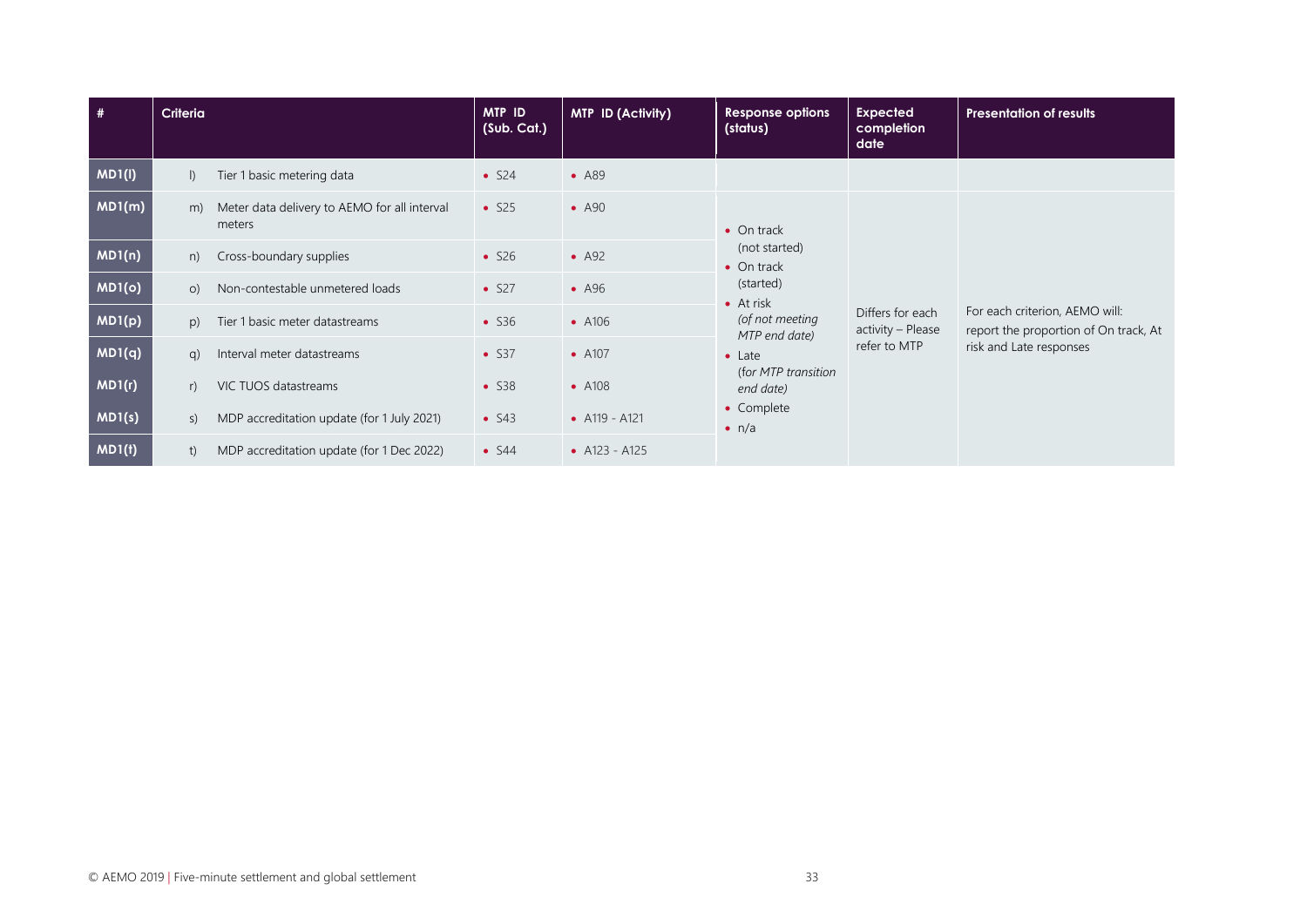| # | Criteria | MTP ID (Sub. Cat.) | MTP ID (Activity) | Response options (status) | Expected completion date | Presentation of results |
|---|---|---|---|---|---|---|
| MD1(l) | l) Tier 1 basic metering data | • S24 | • A89 | | | |
| MD1(m) | m) Meter data delivery to AEMO for all interval meters | • S25 | • A90 | • On track (not started)<br>• On track (started)<br>• At risk *(of not meeting MTP end date)*<br>• Late (*for MTP transition end date)*<br>• Complete<br>• n/a | Differs for each activity – Please refer to MTP | For each criterion, AEMO will: report the proportion of On track, At risk and Late responses |
| MD1(n) | n) Cross-boundary supplies | • S26 | • A92 | | | |
| MD1(o) | o) Non-contestable unmetered loads | • S27 | • A96 | | | |
| MD1(p) | p) Tier 1 basic meter datastreams | • S36 | • A106 | | | |
| MD1(q) | q) Interval meter datastreams | • S37 | • A107 | | | |
| MD1(r) | r) VIC TUOS datastreams | • S38 | • A108 | | | |
| MD1(s) | s) MDP accreditation update (for 1 July 2021) | • S43 | • A119 - A121 | | | |
| MD1(t) | t) MDP accreditation update (for 1 Dec 2022) | • S44 | • A123 - A125 | | | |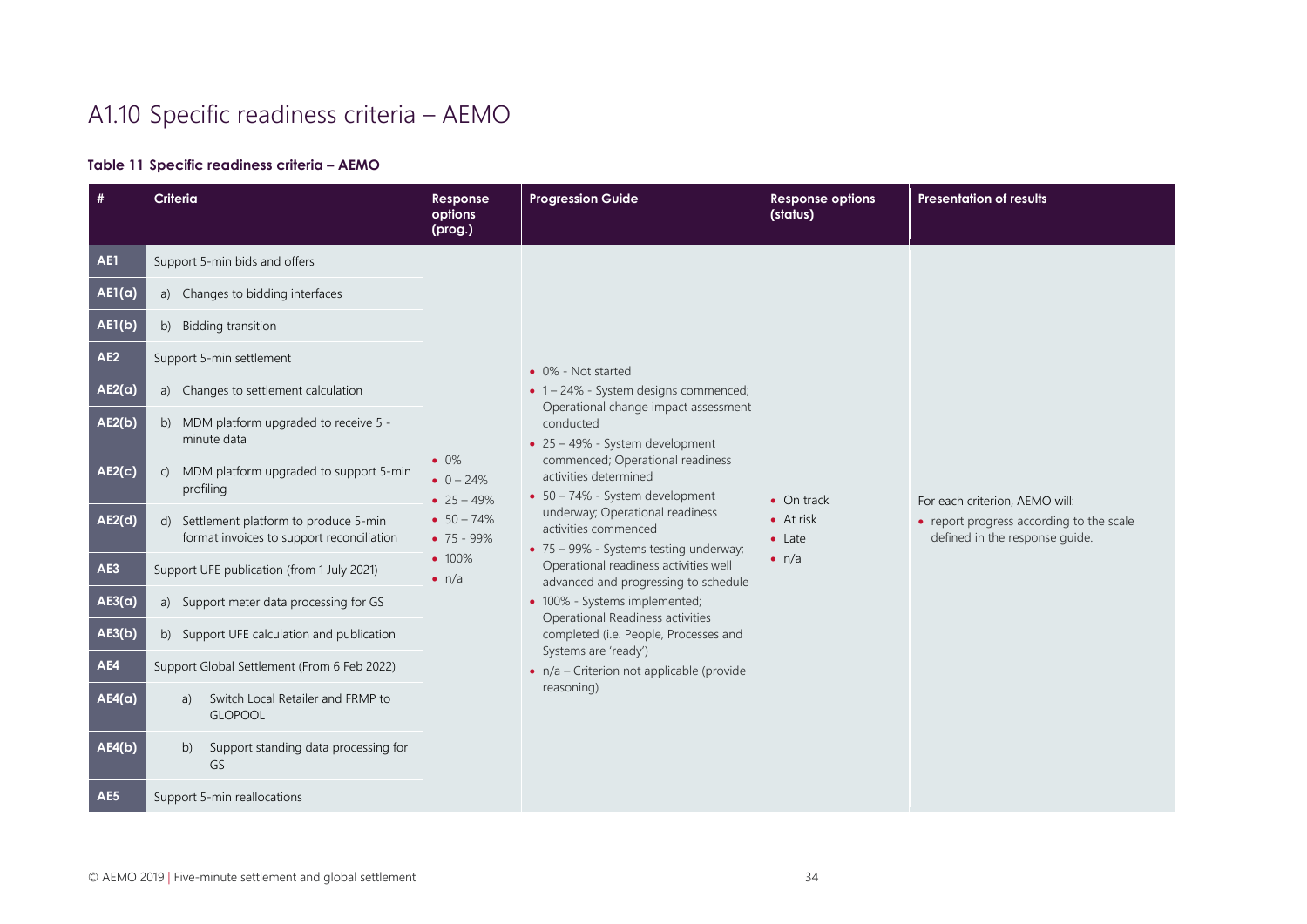## A1.10 Specific readiness criteria – AEMO

**Table 11 Specific readiness criteria – AEMO**

| # | Criteria | Response options (prog.) | Progression Guide | Response options (status) | Presentation of results |
|---|---|---|---|---|---|
| AE1 | Support 5-min bids and offers | • 0%<br>• 0 – 24%<br>• 25 – 49%<br>• 50 – 74%<br>• 75 - 99%<br>• 100%<br>• n/a | • 0% - Not started<br>• 1 – 24% - System designs commenced; Operational change impact assessment conducted<br>• 25 – 49% - System development commenced; Operational readiness activities determined<br>• 50 – 74% - System development underway; Operational readiness activities commenced<br>• 75 – 99% - Systems testing underway; Operational readiness activities well advanced and progressing to schedule<br>• 100% - Systems implemented; Operational Readiness activities completed (i.e. People, Processes and Systems are 'ready')<br>• n/a – Criterion not applicable (provide reasoning) | • On track<br>• At risk<br>• Late<br>• n/a | For each criterion, AEMO will:<br>• report progress according to the scale defined in the response guide. |
| AE1(a) | a) Changes to bidding interfaces | | | | |
| AE1(b) | b) Bidding transition | | | | |
| AE2 | Support 5-min settlement | | | | |
| AE2(a) | a) Changes to settlement calculation | | | | |
| AE2(b) | b) MDM platform upgraded to receive 5 -minute data | | | | |
| AE2(c) | c) MDM platform upgraded to support 5-min profiling | | | | |
| AE2(d) | d) Settlement platform to produce 5-min format invoices to support reconciliation | | | | |
| AE3 | Support UFE publication (from 1 July 2021) | | | | |
| AE3(a) | a) Support meter data processing for GS | | | | |
| AE3(b) | b) Support UFE calculation and publication | | | | |
| AE4 | Support Global Settlement (From 6 Feb 2022) | | | | |
| AE4(a) | a) Switch Local Retailer and FRMP to GLOPOOL | | | | |
| AE4(b) | b) Support standing data processing for GS | | | | |
| AE5 | Support 5-min reallocations | | | | |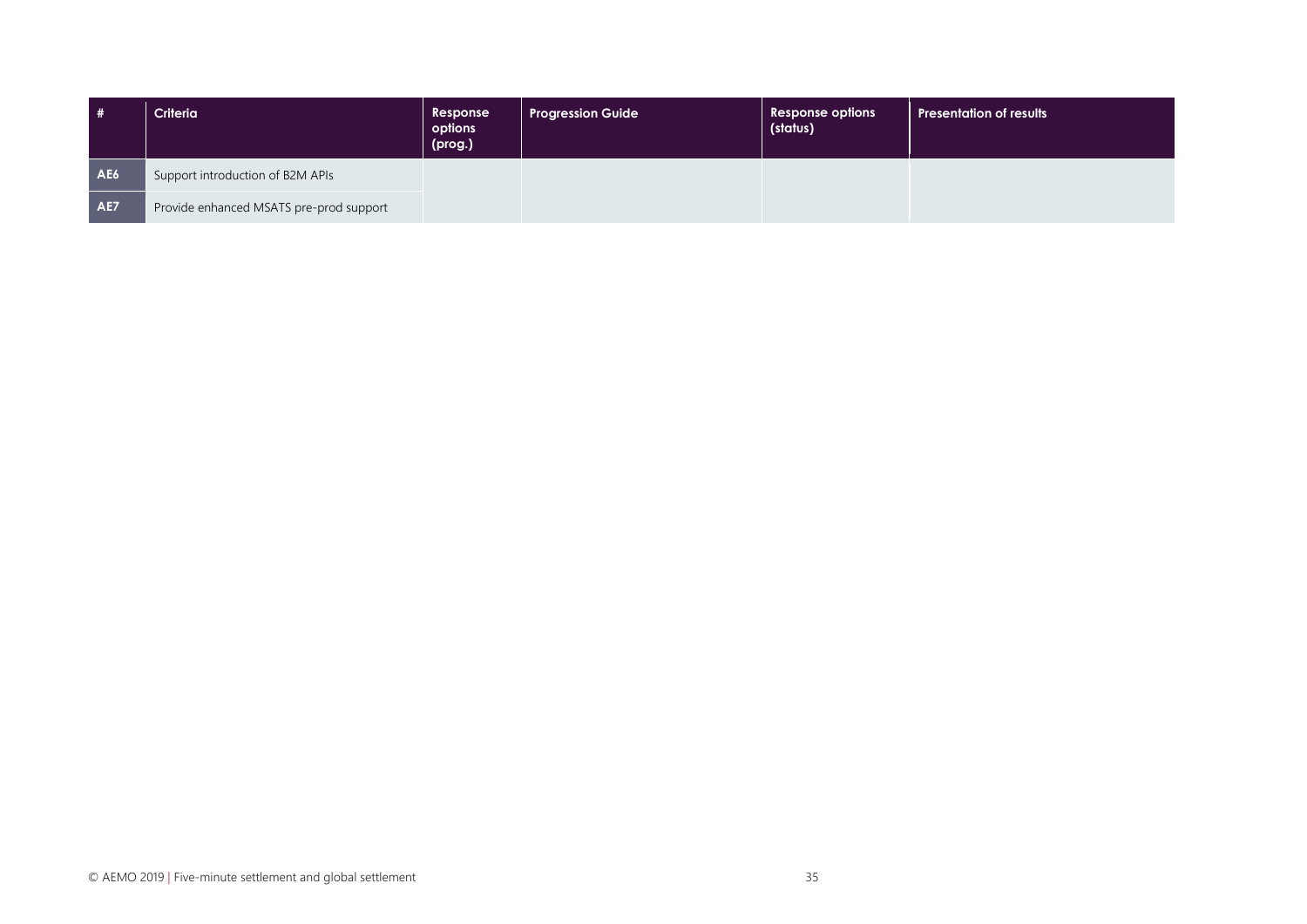| # | Criteria | Response options (prog.) | Progression Guide | Response options (status) | Presentation of results |
| --- | --- | --- | --- | --- | --- |
| AE6 | Support introduction of B2M APIs | | | | |
| AE7 | Provide enhanced MSATS pre-prod support | | | | |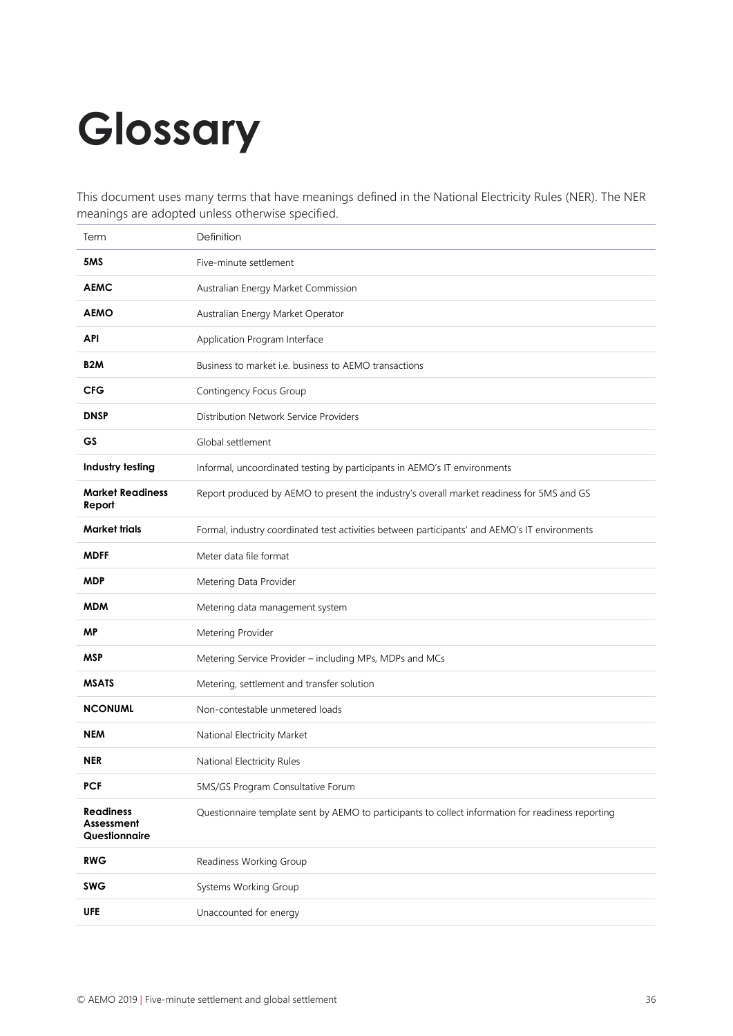# Glossary

This document uses many terms that have meanings defined in the National Electricity Rules (NER). The NER meanings are adopted unless otherwise specified.

| Term | Definition |
|---|---|
| **5MS** | Five-minute settlement |
| **AEMC** | Australian Energy Market Commission |
| **AEMO** | Australian Energy Market Operator |
| **API** | Application Program Interface |
| **B2M** | Business to market i.e. business to AEMO transactions |
| **CFG** | Contingency Focus Group |
| **DNSP** | Distribution Network Service Providers |
| **GS** | Global settlement |
| **Industry testing** | Informal, uncoordinated testing by participants in AEMO's IT environments |
| **Market Readiness Report** | Report produced by AEMO to present the industry's overall market readiness for 5MS and GS |
| **Market trials** | Formal, industry coordinated test activities between participants' and AEMO's IT environments |
| **MDFF** | Meter data file format |
| **MDP** | Metering Data Provider |
| **MDM** | Metering data management system |
| **MP** | Metering Provider |
| **MSP** | Metering Service Provider – including MPs, MDPs and MCs |
| **MSATS** | Metering, settlement and transfer solution |
| **NCONUML** | Non-contestable unmetered loads |
| **NEM** | National Electricity Market |
| **NER** | National Electricity Rules |
| **PCF** | 5MS/GS Program Consultative Forum |
| **Readiness Assessment Questionnaire** | Questionnaire template sent by AEMO to participants to collect information for readiness reporting |
| **RWG** | Readiness Working Group |
| **SWG** | Systems Working Group |
| **UFE** | Unaccounted for energy |